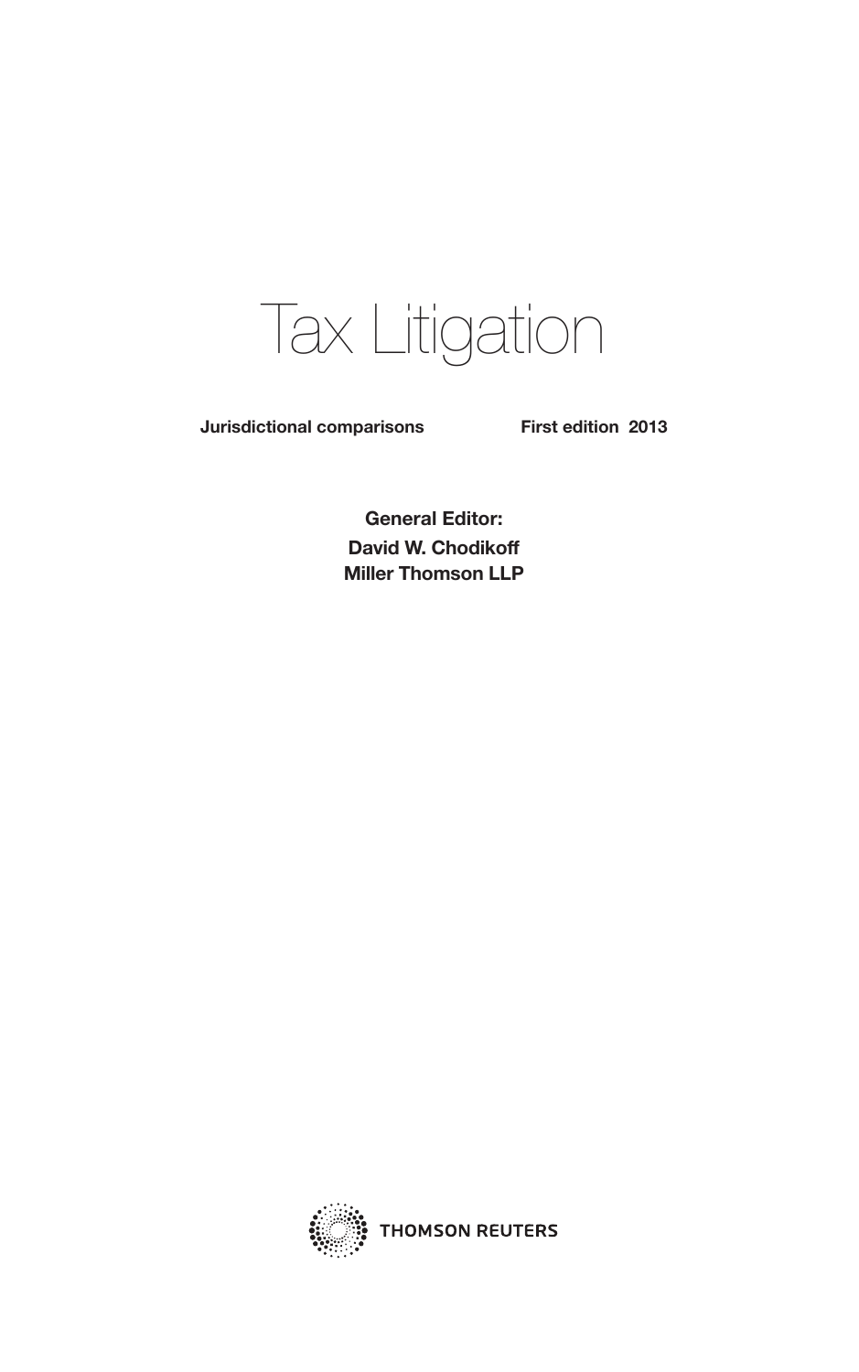# Tax Litigation

**Jurisdictional comparisons** **First edition 2013**

**General Editor:**
**David W. Chodikoff**
**Miller Thomson LLP**

THOMSON REUTERS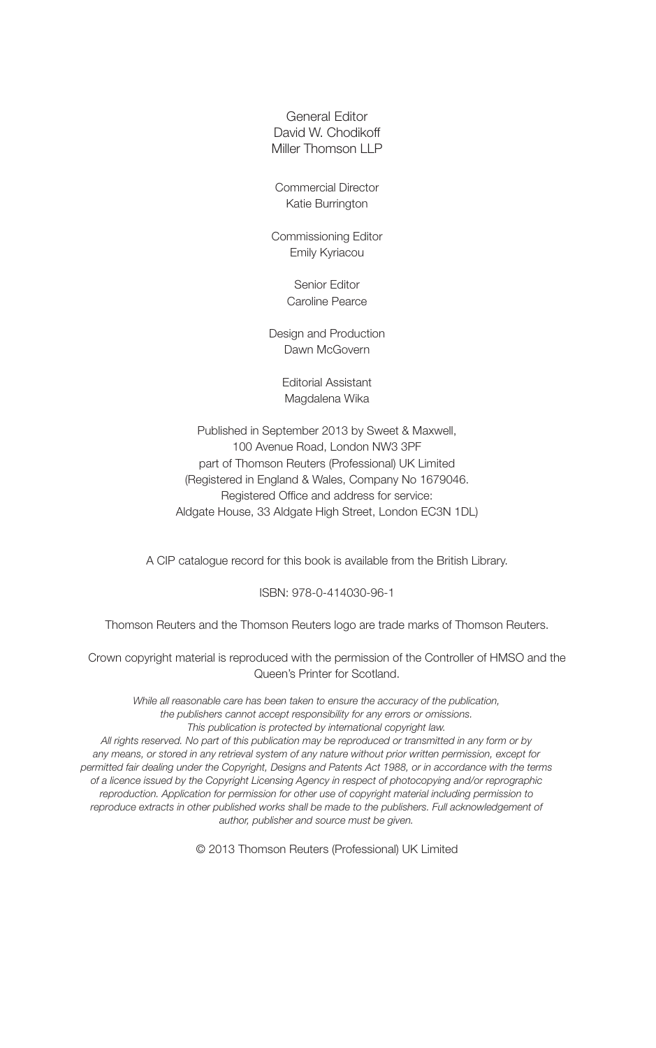General Editor
David W. Chodikoff
Miller Thomson LLP

Commercial Director
Katie Burrington

Commissioning Editor
Emily Kyriacou

Senior Editor
Caroline Pearce

Design and Production
Dawn McGovern

Editorial Assistant
Magdalena Wika

Published in September 2013 by Sweet & Maxwell,
100 Avenue Road, London NW3 3PF
part of Thomson Reuters (Professional) UK Limited
(Registered in England & Wales, Company No 1679046.
Registered Office and address for service:
Aldgate House, 33 Aldgate High Street, London EC3N 1DL)

A CIP catalogue record for this book is available from the British Library.

ISBN: 978-0-414030-96-1

Thomson Reuters and the Thomson Reuters logo are trade marks of Thomson Reuters.

Crown copyright material is reproduced with the permission of the Controller of HMSO and the Queen's Printer for Scotland.

*While all reasonable care has been taken to ensure the accuracy of the publication, the publishers cannot accept responsibility for any errors or omissions.*
*This publication is protected by international copyright law.*
*All rights reserved. No part of this publication may be reproduced or transmitted in any form or by any means, or stored in any retrieval system of any nature without prior written permission, except for permitted fair dealing under the Copyright, Designs and Patents Act 1988, or in accordance with the terms of a licence issued by the Copyright Licensing Agency in respect of photocopying and/or reprographic reproduction. Application for permission for other use of copyright material including permission to reproduce extracts in other published works shall be made to the publishers. Full acknowledgement of author, publisher and source must be given.*

© 2013 Thomson Reuters (Professional) UK Limited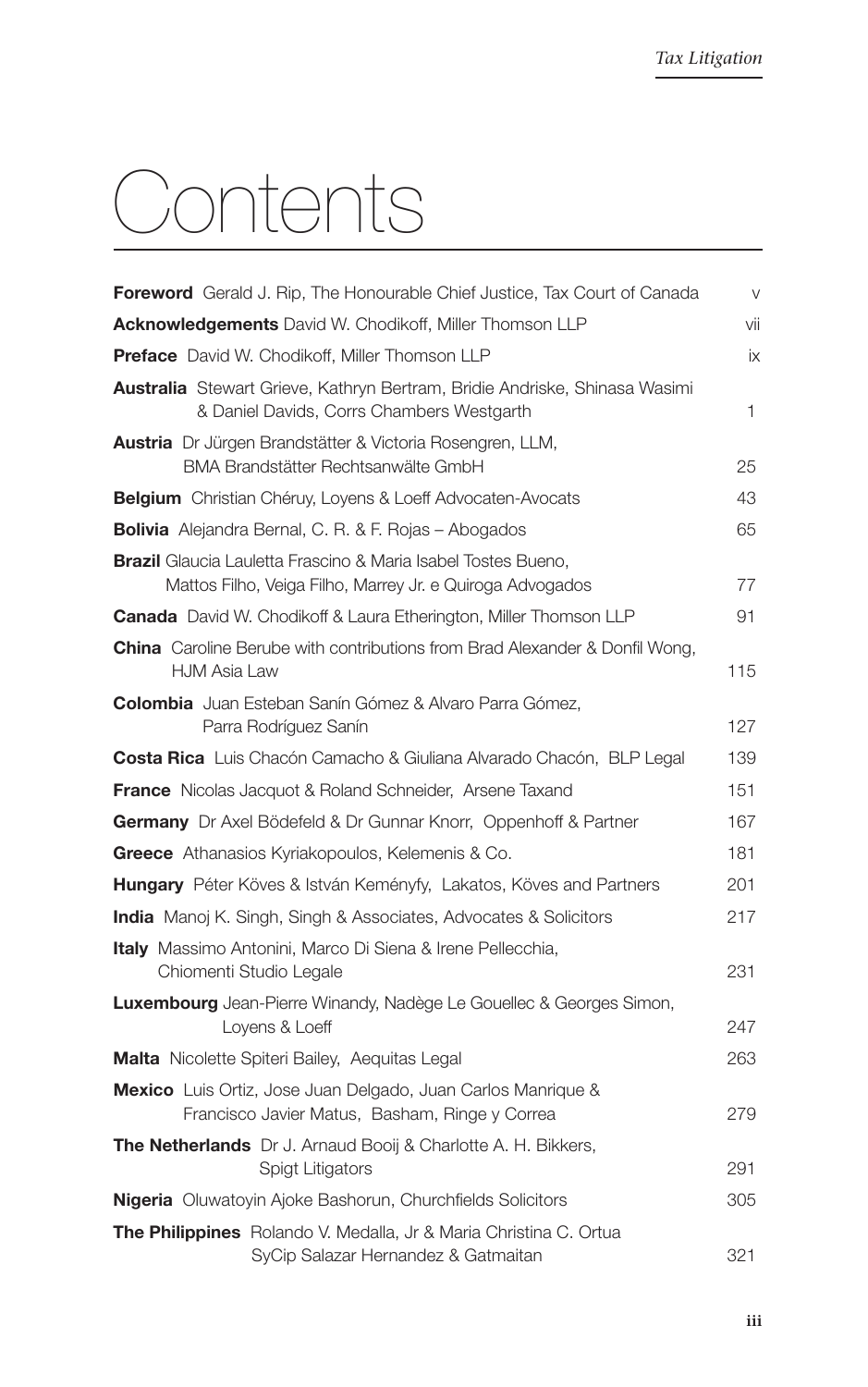# Contents

| | |
|---|---|
| **Foreword** Gerald J. Rip, The Honourable Chief Justice, Tax Court of Canada | v |
| **Acknowledgements** David W. Chodikoff, Miller Thomson LLP | vii |
| **Preface** David W. Chodikoff, Miller Thomson LLP | ix |
| **Australia** Stewart Grieve, Kathryn Bertram, Bridie Andriske, Shinasa Wasimi & Daniel Davids, Corrs Chambers Westgarth | 1 |
| **Austria** Dr Jürgen Brandstätter & Victoria Rosengren, LLM, BMA Brandstätter Rechtsanwälte GmbH | 25 |
| **Belgium** Christian Chéruy, Loyens & Loeff Advocaten-Avocats | 43 |
| **Bolivia** Alejandra Bernal, C. R. & F. Rojas – Abogados | 65 |
| **Brazil** Glaucia Lauletta Frascino & Maria Isabel Tostes Bueno, Mattos Filho, Veiga Filho, Marrey Jr. e Quiroga Advogados | 77 |
| **Canada** David W. Chodikoff & Laura Etherington, Miller Thomson LLP | 91 |
| **China** Caroline Berube with contributions from Brad Alexander & Donfil Wong, HJM Asia Law | 115 |
| **Colombia** Juan Esteban Sanín Gómez & Alvaro Parra Gómez, Parra Rodríguez Sanín | 127 |
| **Costa Rica** Luis Chacón Camacho & Giuliana Alvarado Chacón, BLP Legal | 139 |
| **France** Nicolas Jacquot & Roland Schneider, Arsene Taxand | 151 |
| **Germany** Dr Axel Bödefeld & Dr Gunnar Knorr, Oppenhoff & Partner | 167 |
| **Greece** Athanasios Kyriakopoulos, Kelemenis & Co. | 181 |
| **Hungary** Péter Köves & István Keményfy, Lakatos, Köves and Partners | 201 |
| **India** Manoj K. Singh, Singh & Associates, Advocates & Solicitors | 217 |
| **Italy** Massimo Antonini, Marco Di Siena & Irene Pellecchia, Chiomenti Studio Legale | 231 |
| **Luxembourg** Jean-Pierre Winandy, Nadège Le Gouellec & Georges Simon, Loyens & Loeff | 247 |
| **Malta** Nicolette Spiteri Bailey, Aequitas Legal | 263 |
| **Mexico** Luis Ortiz, Jose Juan Delgado, Juan Carlos Manrique & Francisco Javier Matus, Basham, Ringe y Correa | 279 |
| **The Netherlands** Dr J. Arnaud Booij & Charlotte A. H. Bikkers, Spigt Litigators | 291 |
| **Nigeria** Oluwatoyin Ajoke Bashorun, Churchfields Solicitors | 305 |
| **The Philippines** Rolando V. Medalla, Jr & Maria Christina C. Ortua SyCip Salazar Hernandez & Gatmaitan | 321 |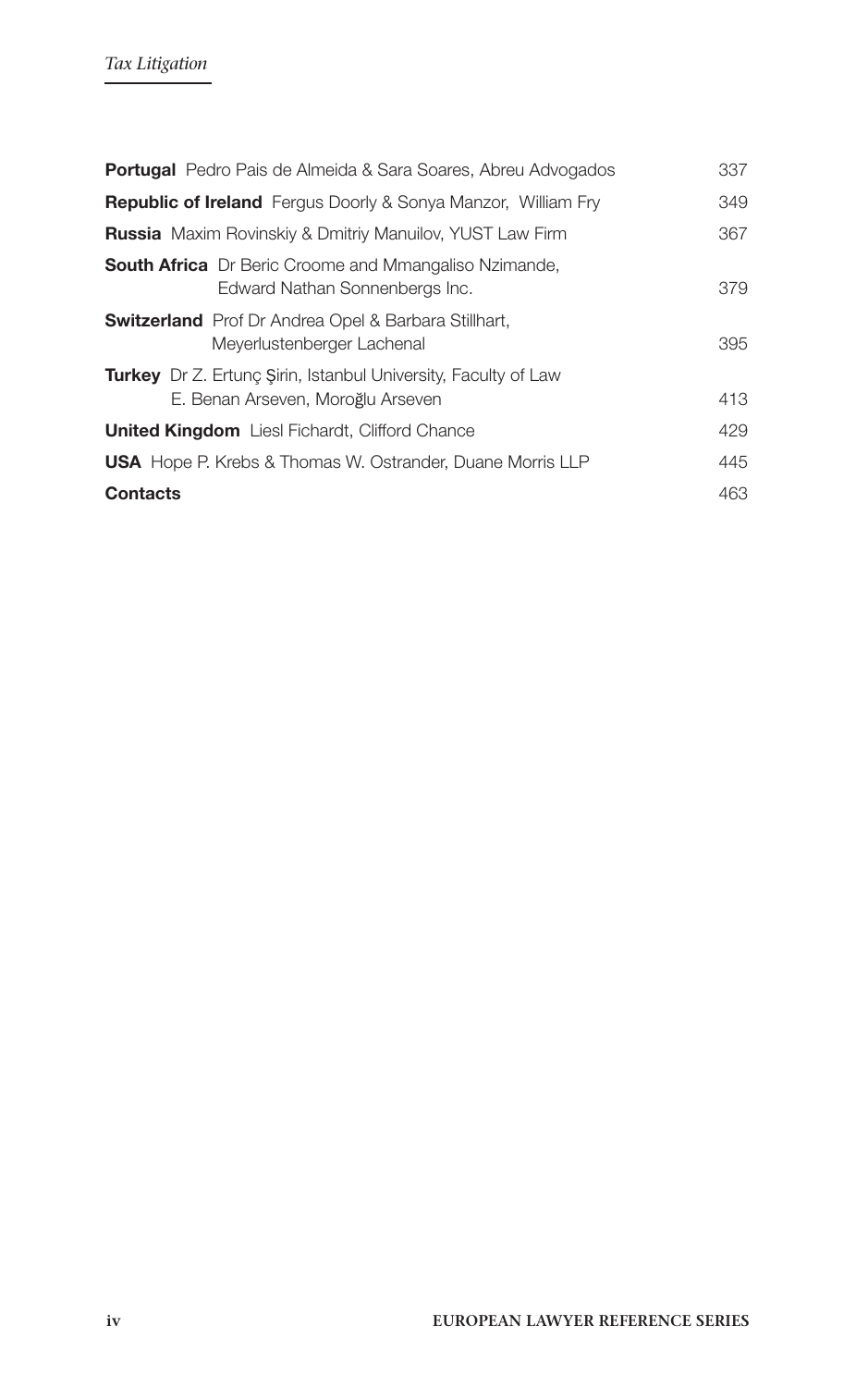| | |
|---|---|
| **Portugal** Pedro Pais de Almeida & Sara Soares, Abreu Advogados | 337 |
| **Republic of Ireland** Fergus Doorly & Sonya Manzor, William Fry | 349 |
| **Russia** Maxim Rovinskiy & Dmitriy Manuilov, YUST Law Firm | 367 |
| **South Africa** Dr Beric Croome and Mmangaliso Nzimande, Edward Nathan Sonnenbergs Inc. | 379 |
| **Switzerland** Prof Dr Andrea Opel & Barbara Stillhart, Meyerlustenberger Lachenal | 395 |
| **Turkey** Dr Z. Ertunç Şirin, Istanbul University, Faculty of Law E. Benan Arseven, Moroğlu Arseven | 413 |
| **United Kingdom** Liesl Fichardt, Clifford Chance | 429 |
| **USA** Hope P. Krebs & Thomas W. Ostrander, Duane Morris LLP | 445 |
| **Contacts** | 463 |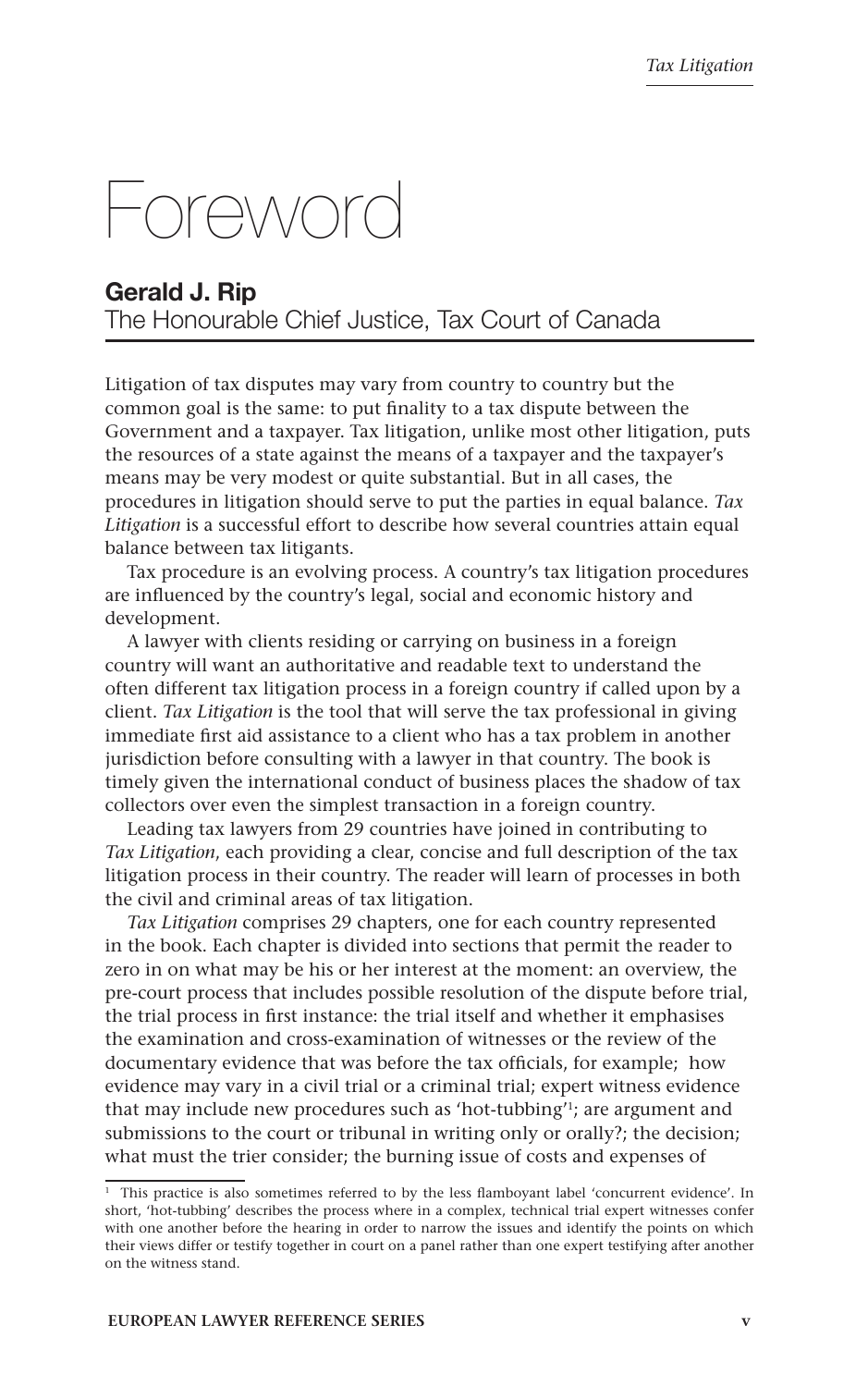# Foreword

**Gerald J. Rip**
The Honourable Chief Justice, Tax Court of Canada

Litigation of tax disputes may vary from country to country but the common goal is the same: to put finality to a tax dispute between the Government and a taxpayer. Tax litigation, unlike most other litigation, puts the resources of a state against the means of a taxpayer and the taxpayer's means may be very modest or quite substantial. But in all cases, the procedures in litigation should serve to put the parties in equal balance. *Tax Litigation* is a successful effort to describe how several countries attain equal balance between tax litigants.

Tax procedure is an evolving process. A country's tax litigation procedures are influenced by the country's legal, social and economic history and development.

A lawyer with clients residing or carrying on business in a foreign country will want an authoritative and readable text to understand the often different tax litigation process in a foreign country if called upon by a client. *Tax Litigation* is the tool that will serve the tax professional in giving immediate first aid assistance to a client who has a tax problem in another jurisdiction before consulting with a lawyer in that country. The book is timely given the international conduct of business places the shadow of tax collectors over even the simplest transaction in a foreign country.

Leading tax lawyers from 29 countries have joined in contributing to *Tax Litigation*, each providing a clear, concise and full description of the tax litigation process in their country. The reader will learn of processes in both the civil and criminal areas of tax litigation.

*Tax Litigation* comprises 29 chapters, one for each country represented in the book. Each chapter is divided into sections that permit the reader to zero in on what may be his or her interest at the moment: an overview, the pre-court process that includes possible resolution of the dispute before trial, the trial process in first instance: the trial itself and whether it emphasises the examination and cross-examination of witnesses or the review of the documentary evidence that was before the tax officials, for example; how evidence may vary in a civil trial or a criminal trial; expert witness evidence that may include new procedures such as 'hot-tubbing'[1]; are argument and submissions to the court or tribunal in writing only or orally?; the decision; what must the trier consider; the burning issue of costs and expenses of

[1] This practice is also sometimes referred to by the less flamboyant label 'concurrent evidence'. In short, 'hot-tubbing' describes the process where in a complex, technical trial expert witnesses confer with one another before the hearing in order to narrow the issues and identify the points on which their views differ or testify together in court on a panel rather than one expert testifying after another on the witness stand.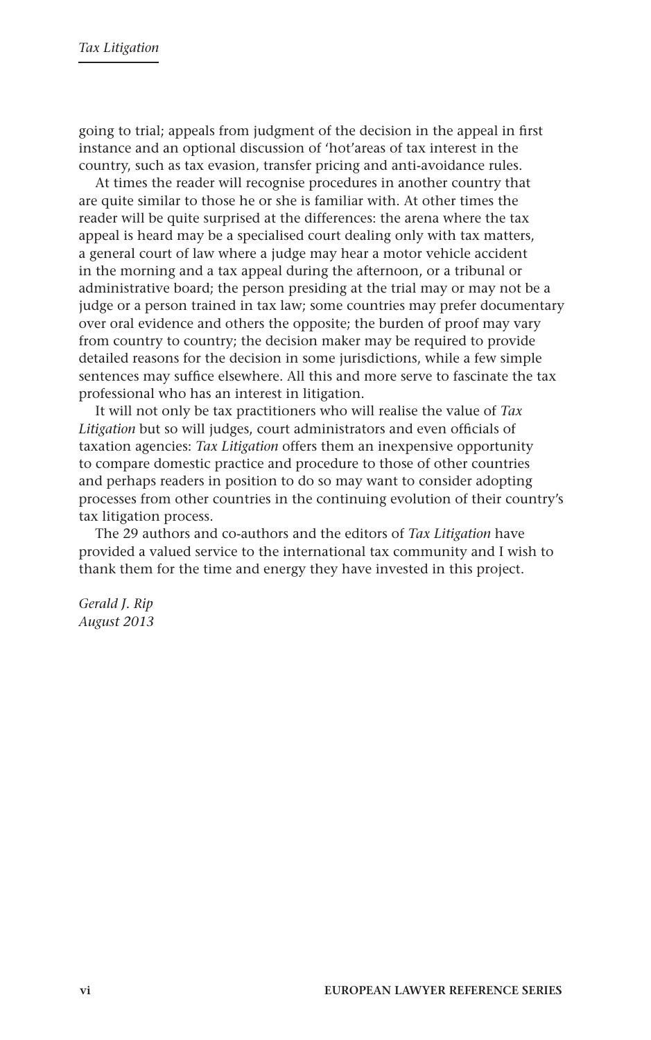going to trial; appeals from judgment of the decision in the appeal in first instance and an optional discussion of 'hot'areas of tax interest in the country, such as tax evasion, transfer pricing and anti-avoidance rules.

At times the reader will recognise procedures in another country that are quite similar to those he or she is familiar with. At other times the reader will be quite surprised at the differences: the arena where the tax appeal is heard may be a specialised court dealing only with tax matters, a general court of law where a judge may hear a motor vehicle accident in the morning and a tax appeal during the afternoon, or a tribunal or administrative board; the person presiding at the trial may or may not be a judge or a person trained in tax law; some countries may prefer documentary over oral evidence and others the opposite; the burden of proof may vary from country to country; the decision maker may be required to provide detailed reasons for the decision in some jurisdictions, while a few simple sentences may suffice elsewhere. All this and more serve to fascinate the tax professional who has an interest in litigation.

It will not only be tax practitioners who will realise the value of *Tax Litigation* but so will judges, court administrators and even officials of taxation agencies: *Tax Litigation* offers them an inexpensive opportunity to compare domestic practice and procedure to those of other countries and perhaps readers in position to do so may want to consider adopting processes from other countries in the continuing evolution of their country's tax litigation process.

The 29 authors and co-authors and the editors of *Tax Litigation* have provided a valued service to the international tax community and I wish to thank them for the time and energy they have invested in this project.

*Gerald J. Rip*
*August 2013*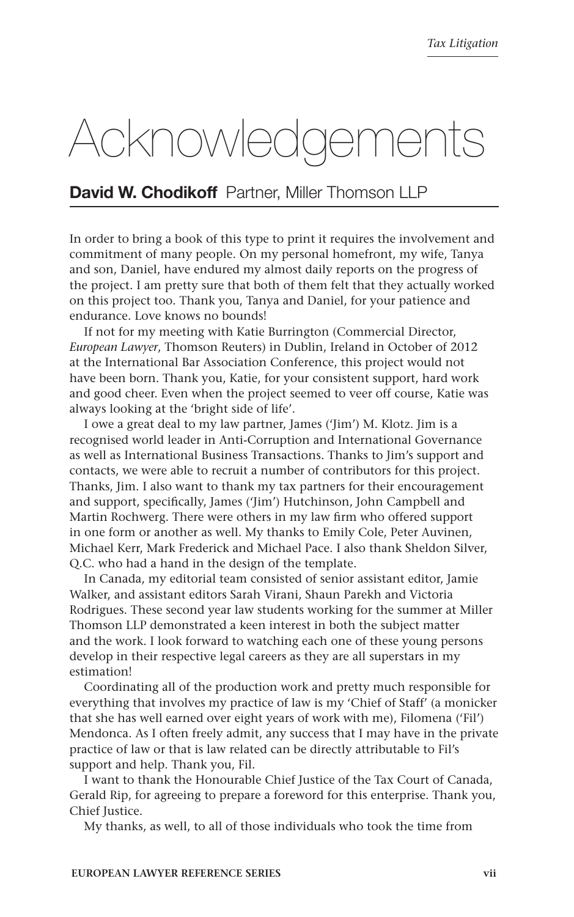# Acknowledgements

## **David W. Chodikoff** Partner, Miller Thomson LLP

In order to bring a book of this type to print it requires the involvement and commitment of many people. On my personal homefront, my wife, Tanya and son, Daniel, have endured my almost daily reports on the progress of the project. I am pretty sure that both of them felt that they actually worked on this project too. Thank you, Tanya and Daniel, for your patience and endurance. Love knows no bounds!

If not for my meeting with Katie Burrington (Commercial Director, *European Lawyer*, Thomson Reuters) in Dublin, Ireland in October of 2012 at the International Bar Association Conference, this project would not have been born. Thank you, Katie, for your consistent support, hard work and good cheer. Even when the project seemed to veer off course, Katie was always looking at the 'bright side of life'.

I owe a great deal to my law partner, James ('Jim') M. Klotz. Jim is a recognised world leader in Anti-Corruption and International Governance as well as International Business Transactions. Thanks to Jim's support and contacts, we were able to recruit a number of contributors for this project. Thanks, Jim. I also want to thank my tax partners for their encouragement and support, specifically, James ('Jim') Hutchinson, John Campbell and Martin Rochwerg. There were others in my law firm who offered support in one form or another as well. My thanks to Emily Cole, Peter Auvinen, Michael Kerr, Mark Frederick and Michael Pace. I also thank Sheldon Silver, Q.C. who had a hand in the design of the template.

In Canada, my editorial team consisted of senior assistant editor, Jamie Walker, and assistant editors Sarah Virani, Shaun Parekh and Victoria Rodrigues. These second year law students working for the summer at Miller Thomson LLP demonstrated a keen interest in both the subject matter and the work. I look forward to watching each one of these young persons develop in their respective legal careers as they are all superstars in my estimation!

Coordinating all of the production work and pretty much responsible for everything that involves my practice of law is my 'Chief of Staff' (a monicker that she has well earned over eight years of work with me), Filomena ('Fil') Mendonca. As I often freely admit, any success that I may have in the private practice of law or that is law related can be directly attributable to Fil's support and help. Thank you, Fil.

I want to thank the Honourable Chief Justice of the Tax Court of Canada, Gerald Rip, for agreeing to prepare a foreword for this enterprise. Thank you, Chief Justice.

My thanks, as well, to all of those individuals who took the time from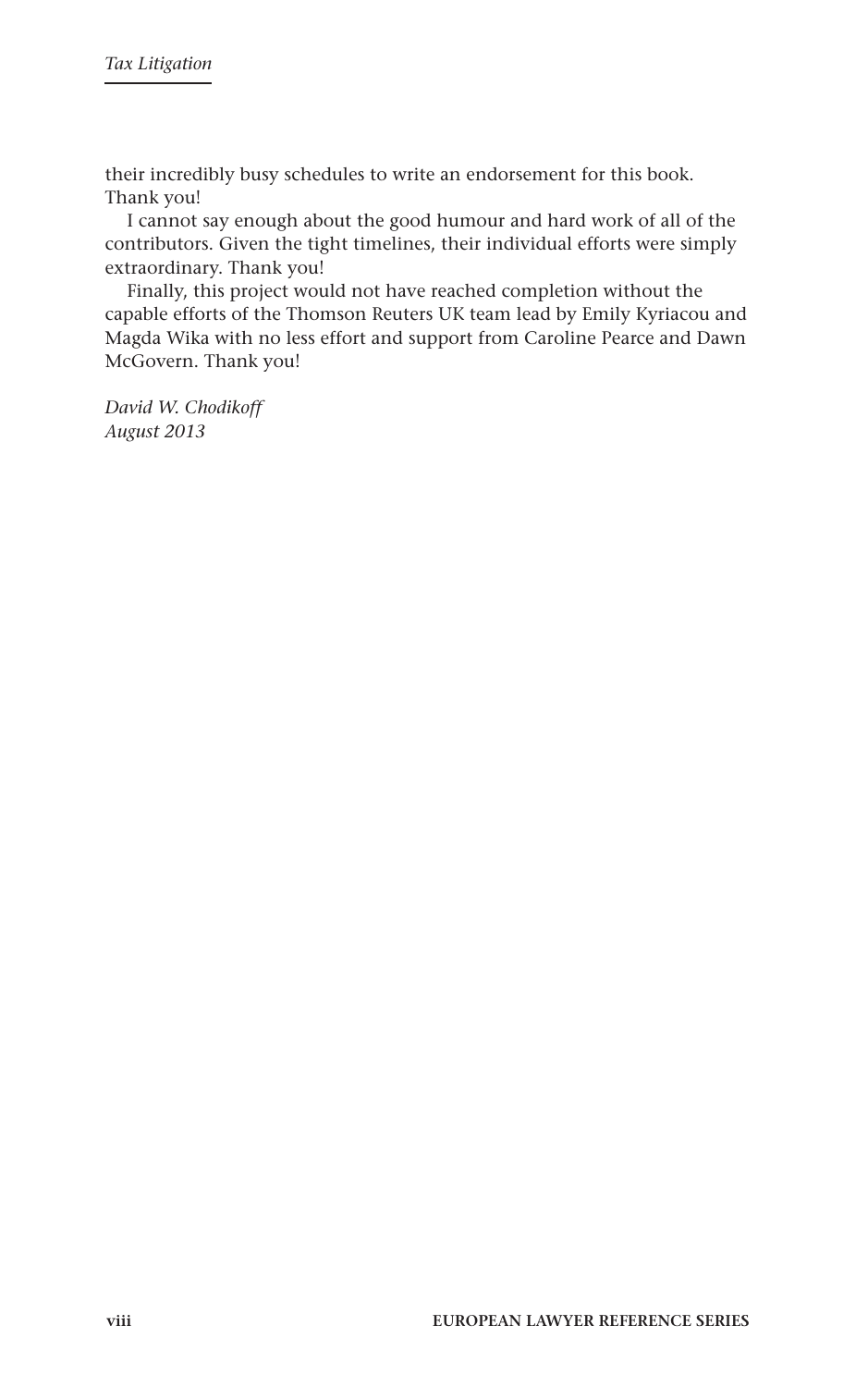their incredibly busy schedules to write an endorsement for this book. Thank you!

I cannot say enough about the good humour and hard work of all of the contributors. Given the tight timelines, their individual efforts were simply extraordinary. Thank you!

Finally, this project would not have reached completion without the capable efforts of the Thomson Reuters UK team lead by Emily Kyriacou and Magda Wika with no less effort and support from Caroline Pearce and Dawn McGovern. Thank you!

*David W. Chodikoff*
*August 2013*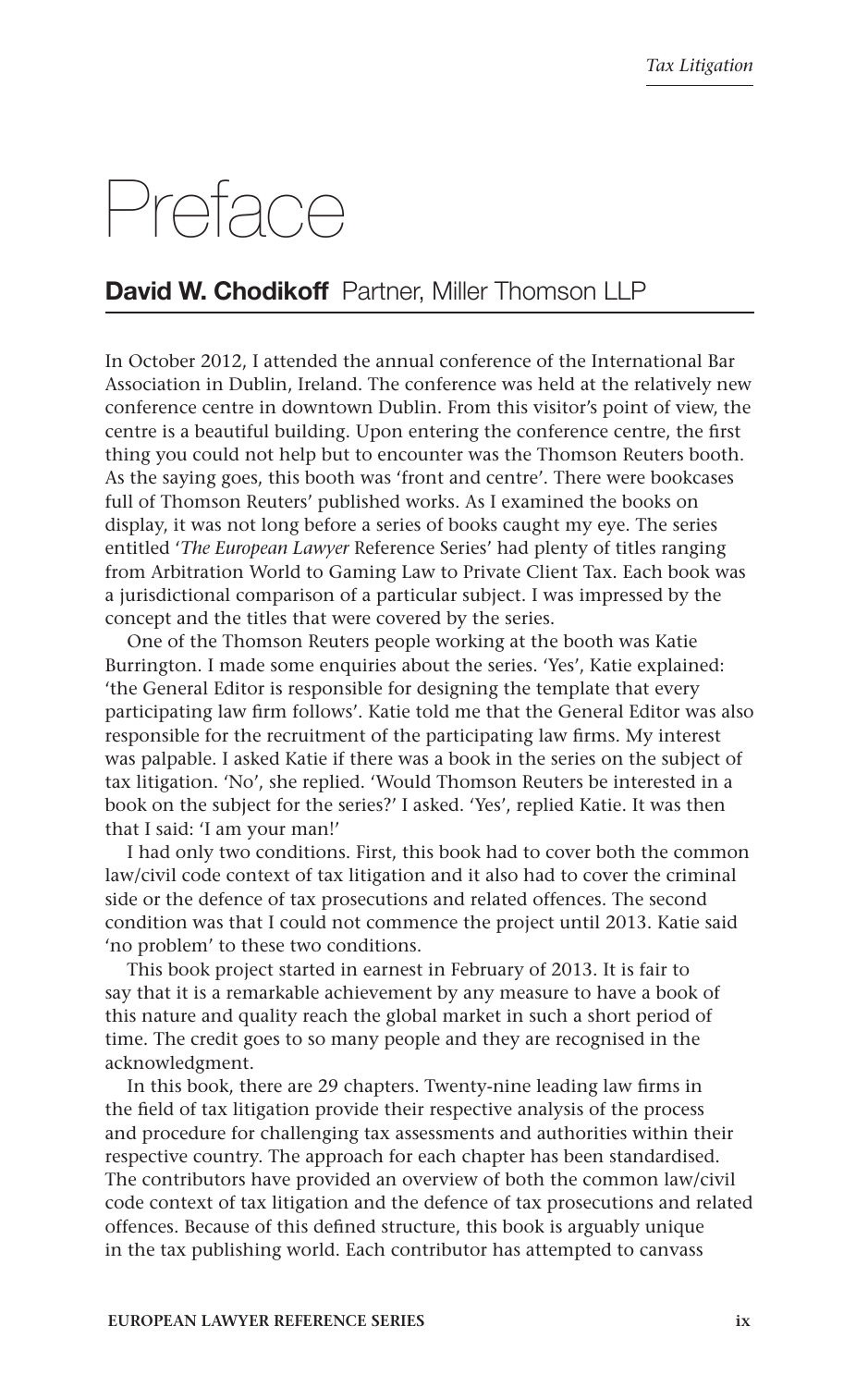# Preface

## **David W. Chodikoff** Partner, Miller Thomson LLP

In October 2012, I attended the annual conference of the International Bar Association in Dublin, Ireland. The conference was held at the relatively new conference centre in downtown Dublin. From this visitor's point of view, the centre is a beautiful building. Upon entering the conference centre, the first thing you could not help but to encounter was the Thomson Reuters booth. As the saying goes, this booth was 'front and centre'. There were bookcases full of Thomson Reuters' published works. As I examined the books on display, it was not long before a series of books caught my eye. The series entitled '*The European Lawyer* Reference Series' had plenty of titles ranging from Arbitration World to Gaming Law to Private Client Tax. Each book was a jurisdictional comparison of a particular subject. I was impressed by the concept and the titles that were covered by the series.

One of the Thomson Reuters people working at the booth was Katie Burrington. I made some enquiries about the series. 'Yes', Katie explained: 'the General Editor is responsible for designing the template that every participating law firm follows'. Katie told me that the General Editor was also responsible for the recruitment of the participating law firms. My interest was palpable. I asked Katie if there was a book in the series on the subject of tax litigation. 'No', she replied. 'Would Thomson Reuters be interested in a book on the subject for the series?' I asked. 'Yes', replied Katie. It was then that I said: 'I am your man!'

I had only two conditions. First, this book had to cover both the common law/civil code context of tax litigation and it also had to cover the criminal side or the defence of tax prosecutions and related offences. The second condition was that I could not commence the project until 2013. Katie said 'no problem' to these two conditions.

This book project started in earnest in February of 2013. It is fair to say that it is a remarkable achievement by any measure to have a book of this nature and quality reach the global market in such a short period of time. The credit goes to so many people and they are recognised in the acknowledgment.

In this book, there are 29 chapters. Twenty-nine leading law firms in the field of tax litigation provide their respective analysis of the process and procedure for challenging tax assessments and authorities within their respective country. The approach for each chapter has been standardised. The contributors have provided an overview of both the common law/civil code context of tax litigation and the defence of tax prosecutions and related offences. Because of this defined structure, this book is arguably unique in the tax publishing world. Each contributor has attempted to canvass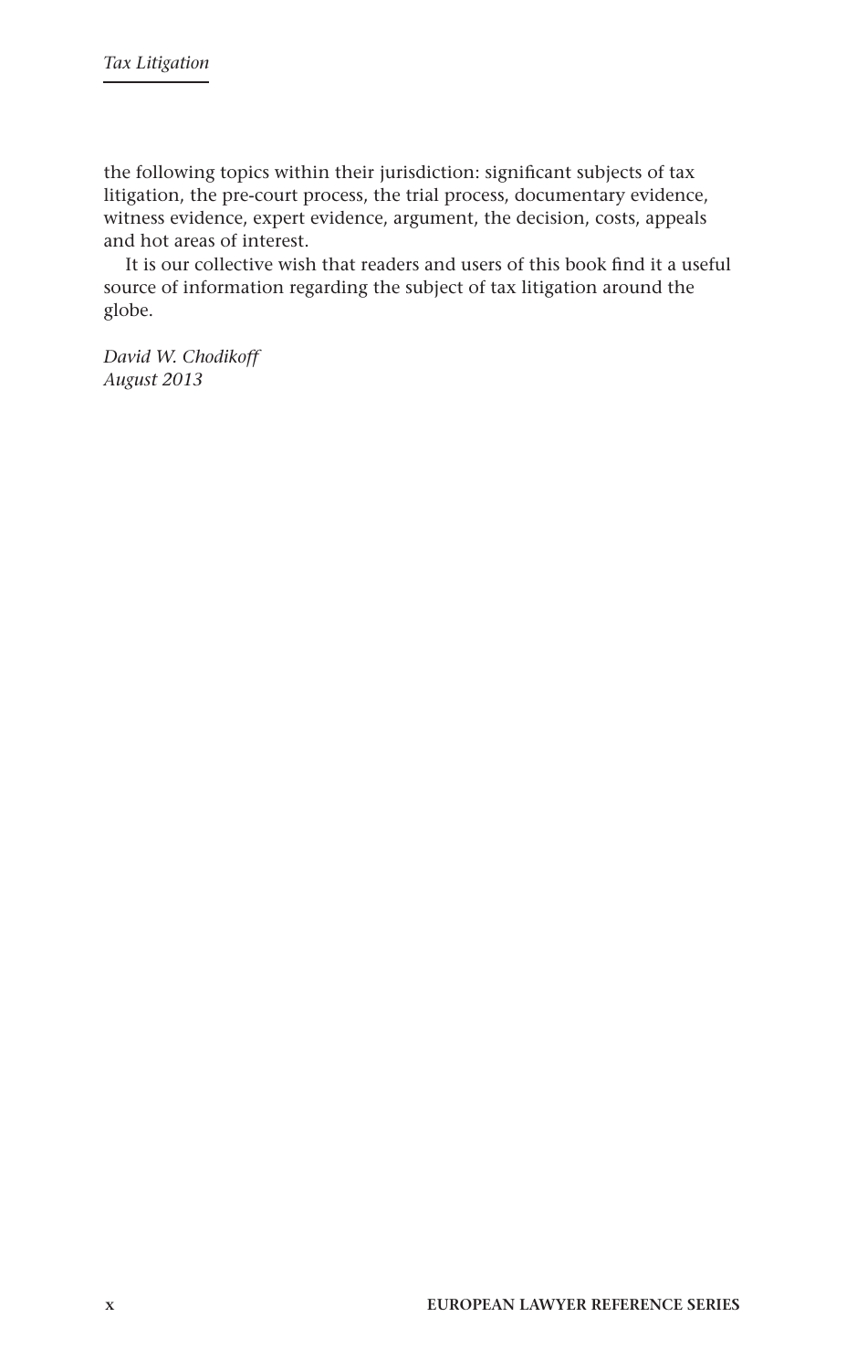the following topics within their jurisdiction: significant subjects of tax litigation, the pre-court process, the trial process, documentary evidence, witness evidence, expert evidence, argument, the decision, costs, appeals and hot areas of interest.

It is our collective wish that readers and users of this book find it a useful source of information regarding the subject of tax litigation around the globe.

*David W. Chodikoff*
*August 2013*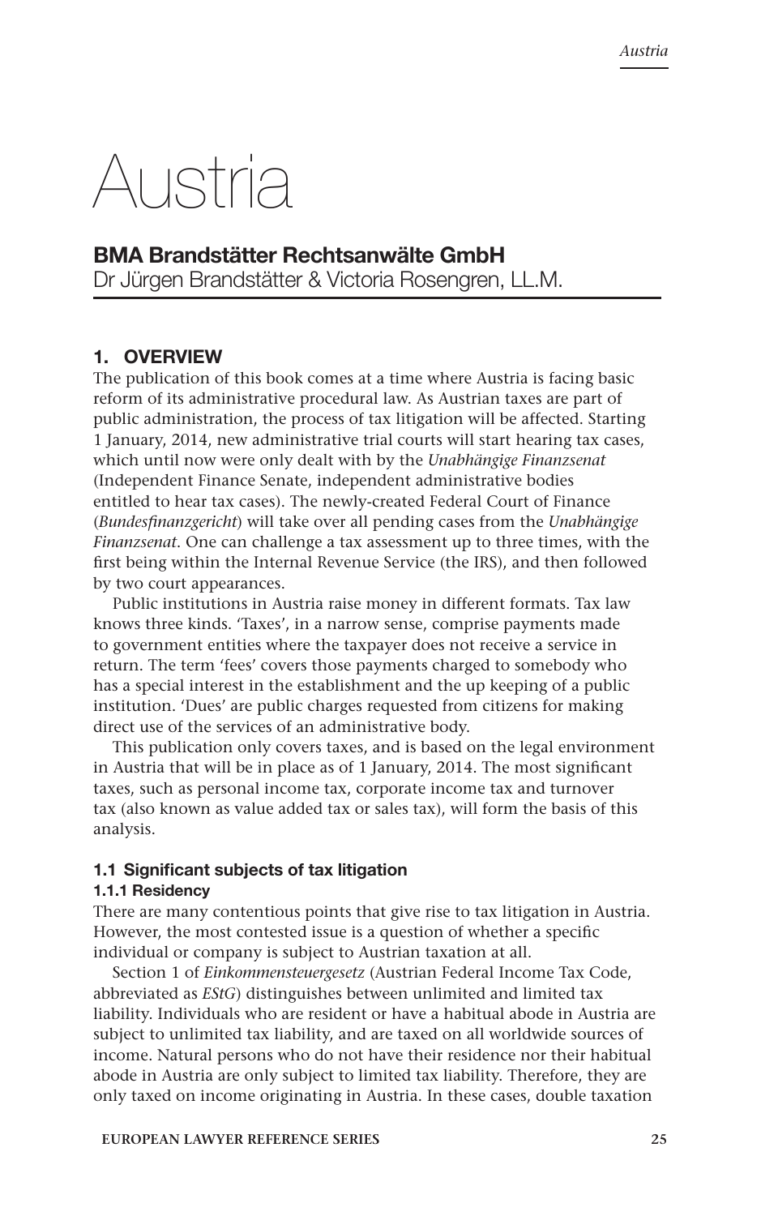# Austria

## BMA Brandstätter Rechtsanwälte GmbH

Dr Jürgen Brandstätter & Victoria Rosengren, LL.M.

## 1. OVERVIEW

The publication of this book comes at a time where Austria is facing basic reform of its administrative procedural law. As Austrian taxes are part of public administration, the process of tax litigation will be affected. Starting 1 January, 2014, new administrative trial courts will start hearing tax cases, which until now were only dealt with by the *Unabhängige Finanzsenat* (Independent Finance Senate, independent administrative bodies entitled to hear tax cases). The newly-created Federal Court of Finance (*Bundesfinanzgericht*) will take over all pending cases from the *Unabhängige Finanzsenat*. One can challenge a tax assessment up to three times, with the first being within the Internal Revenue Service (the IRS), and then followed by two court appearances.

Public institutions in Austria raise money in different formats. Tax law knows three kinds. 'Taxes', in a narrow sense, comprise payments made to government entities where the taxpayer does not receive a service in return. The term 'fees' covers those payments charged to somebody who has a special interest in the establishment and the up keeping of a public institution. 'Dues' are public charges requested from citizens for making direct use of the services of an administrative body.

This publication only covers taxes, and is based on the legal environment in Austria that will be in place as of 1 January, 2014. The most significant taxes, such as personal income tax, corporate income tax and turnover tax (also known as value added tax or sales tax), will form the basis of this analysis.

### 1.1 Significant subjects of tax litigation

#### 1.1.1 Residency

There are many contentious points that give rise to tax litigation in Austria. However, the most contested issue is a question of whether a specific individual or company is subject to Austrian taxation at all.

Section 1 of *Einkommensteuergesetz* (Austrian Federal Income Tax Code, abbreviated as *EStG*) distinguishes between unlimited and limited tax liability. Individuals who are resident or have a habitual abode in Austria are subject to unlimited tax liability, and are taxed on all worldwide sources of income. Natural persons who do not have their residence nor their habitual abode in Austria are only subject to limited tax liability. Therefore, they are only taxed on income originating in Austria. In these cases, double taxation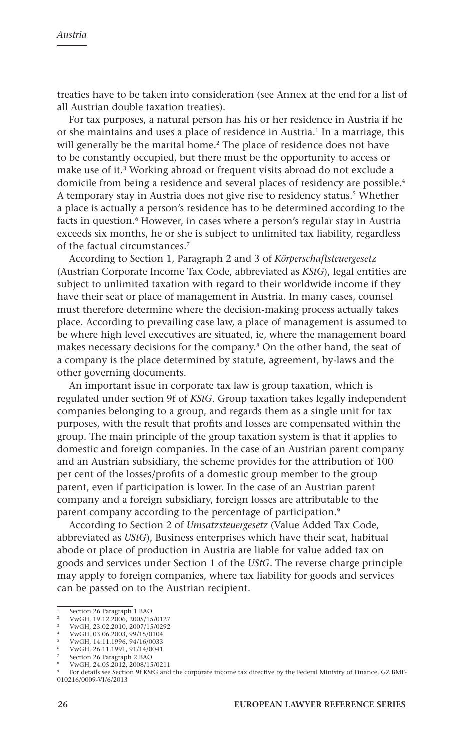treaties have to be taken into consideration (see Annex at the end for a list of all Austrian double taxation treaties).

For tax purposes, a natural person has his or her residence in Austria if he or she maintains and uses a place of residence in Austria.[1] In a marriage, this will generally be the marital home.[2] The place of residence does not have to be constantly occupied, but there must be the opportunity to access or make use of it.[3] Working abroad or frequent visits abroad do not exclude a domicile from being a residence and several places of residency are possible.[4] A temporary stay in Austria does not give rise to residency status.[5] Whether a place is actually a person's residence has to be determined according to the facts in question.[6] However, in cases where a person's regular stay in Austria exceeds six months, he or she is subject to unlimited tax liability, regardless of the factual circumstances.[7]

According to Section 1, Paragraph 2 and 3 of *Körperschaftsteuergesetz* (Austrian Corporate Income Tax Code, abbreviated as *KStG*), legal entities are subject to unlimited taxation with regard to their worldwide income if they have their seat or place of management in Austria. In many cases, counsel must therefore determine where the decision-making process actually takes place. According to prevailing case law, a place of management is assumed to be where high level executives are situated, ie, where the management board makes necessary decisions for the company.[8] On the other hand, the seat of a company is the place determined by statute, agreement, by-laws and the other governing documents.

An important issue in corporate tax law is group taxation, which is regulated under section 9f of *KStG*. Group taxation takes legally independent companies belonging to a group, and regards them as a single unit for tax purposes, with the result that profits and losses are compensated within the group. The main principle of the group taxation system is that it applies to domestic and foreign companies. In the case of an Austrian parent company and an Austrian subsidiary, the scheme provides for the attribution of 100 per cent of the losses/profits of a domestic group member to the group parent, even if participation is lower. In the case of an Austrian parent company and a foreign subsidiary, foreign losses are attributable to the parent company according to the percentage of participation.[9]

According to Section 2 of *Umsatzsteuergesetz* (Value Added Tax Code, abbreviated as *UStG*), Business enterprises which have their seat, habitual abode or place of production in Austria are liable for value added tax on goods and services under Section 1 of the *UStG*. The reverse charge principle may apply to foreign companies, where tax liability for goods and services can be passed on to the Austrian recipient.

---

[1] Section 26 Paragraph 1 BAO
[2] VwGH, 19.12.2006, 2005/15/0127
[3] VwGH, 23.02.2010, 2007/15/0292
[4] VwGH, 03.06.2003, 99/15/0104
[5] VwGH, 14.11.1996, 94/16/0033
[6] VwGH, 26.11.1991, 91/14/0041
[7] Section 26 Paragraph 2 BAO
[8] VwGH, 24.05.2012, 2008/15/0211
[9] For details see Section 9f KStG and the corporate income tax directive by the Federal Ministry of Finance, GZ BMF-010216/0009-VI/6/2013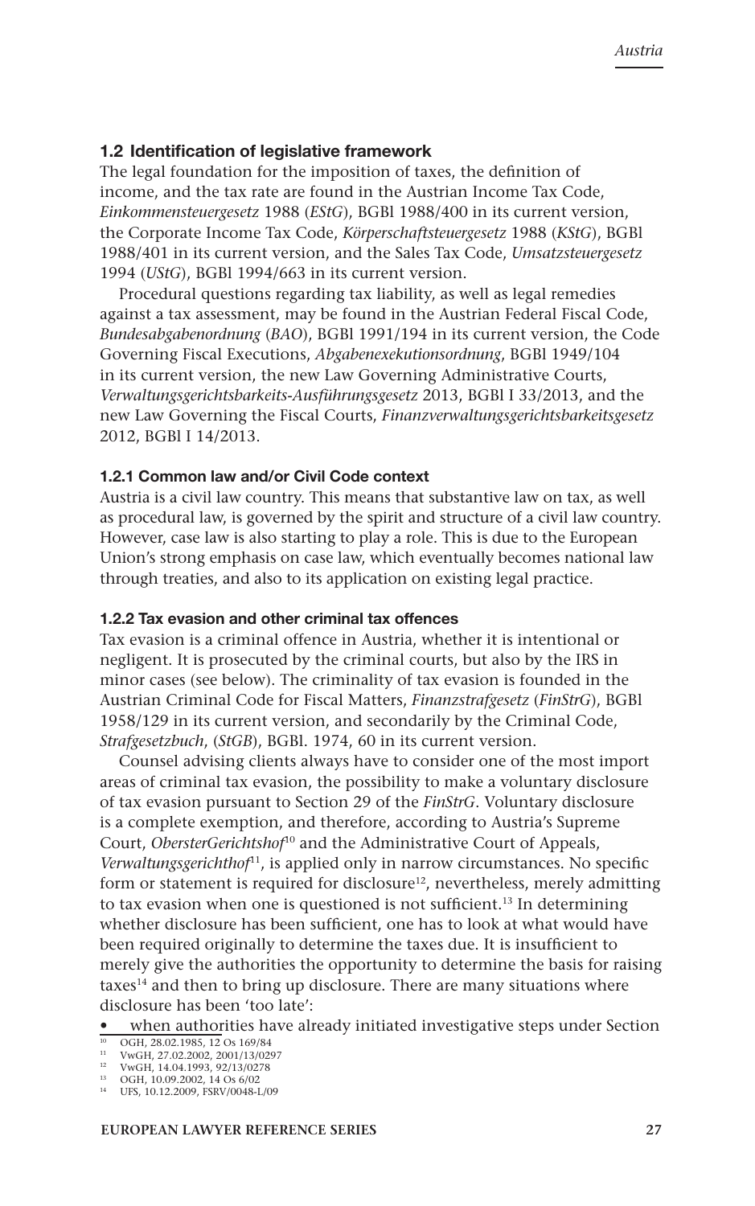### 1.2 Identification of legislative framework

The legal foundation for the imposition of taxes, the definition of income, and the tax rate are found in the Austrian Income Tax Code, *Einkommensteuergesetz* 1988 (*EStG*), BGBl 1988/400 in its current version, the Corporate Income Tax Code, *Körperschaftsteuergesetz* 1988 (*KStG*), BGBl 1988/401 in its current version, and the Sales Tax Code, *Umsatzsteuergesetz* 1994 (*UStG*), BGBl 1994/663 in its current version.

Procedural questions regarding tax liability, as well as legal remedies against a tax assessment, may be found in the Austrian Federal Fiscal Code, *Bundesabgabenordnung* (*BAO*), BGBl 1991/194 in its current version, the Code Governing Fiscal Executions, *Abgabenexekutionsordnung*, BGBl 1949/104 in its current version, the new Law Governing Administrative Courts, *Verwaltungsgerichtsbarkeits-Ausführungsgesetz* 2013, BGBl I 33/2013, and the new Law Governing the Fiscal Courts, *Finanzverwaltungsgerichtsbarkeitsgesetz* 2012, BGBl I 14/2013.

#### 1.2.1 Common law and/or Civil Code context

Austria is a civil law country. This means that substantive law on tax, as well as procedural law, is governed by the spirit and structure of a civil law country. However, case law is also starting to play a role. This is due to the European Union's strong emphasis on case law, which eventually becomes national law through treaties, and also to its application on existing legal practice.

#### 1.2.2 Tax evasion and other criminal tax offences

Tax evasion is a criminal offence in Austria, whether it is intentional or negligent. It is prosecuted by the criminal courts, but also by the IRS in minor cases (see below). The criminality of tax evasion is founded in the Austrian Criminal Code for Fiscal Matters, *Finanzstrafgesetz* (*FinStrG*), BGBl 1958/129 in its current version, and secondarily by the Criminal Code, *Strafgesetzbuch*, (*StGB*), BGBl. 1974, 60 in its current version.

Counsel advising clients always have to consider one of the most import areas of criminal tax evasion, the possibility to make a voluntary disclosure of tax evasion pursuant to Section 29 of the *FinStrG*. Voluntary disclosure is a complete exemption, and therefore, according to Austria's Supreme Court, *ObersterGerichtshof*[10] and the Administrative Court of Appeals, *Verwaltungsgerichthof*[11], is applied only in narrow circumstances. No specific form or statement is required for disclosure[12], nevertheless, merely admitting to tax evasion when one is questioned is not sufficient.[13] In determining whether disclosure has been sufficient, one has to look at what would have been required originally to determine the taxes due. It is insufficient to merely give the authorities the opportunity to determine the basis for raising taxes[14] and then to bring up disclosure. There are many situations where disclosure has been 'too late':

- when authorities have already initiated investigative steps under Section

[10] OGH, 28.02.1985, 12 Os 169/84
[11] VwGH, 27.02.2002, 2001/13/0297
[12] VwGH, 14.04.1993, 92/13/0278
[13] OGH, 10.09.2002, 14 Os 6/02
[14] UFS, 10.12.2009, FSRV/0048-L/09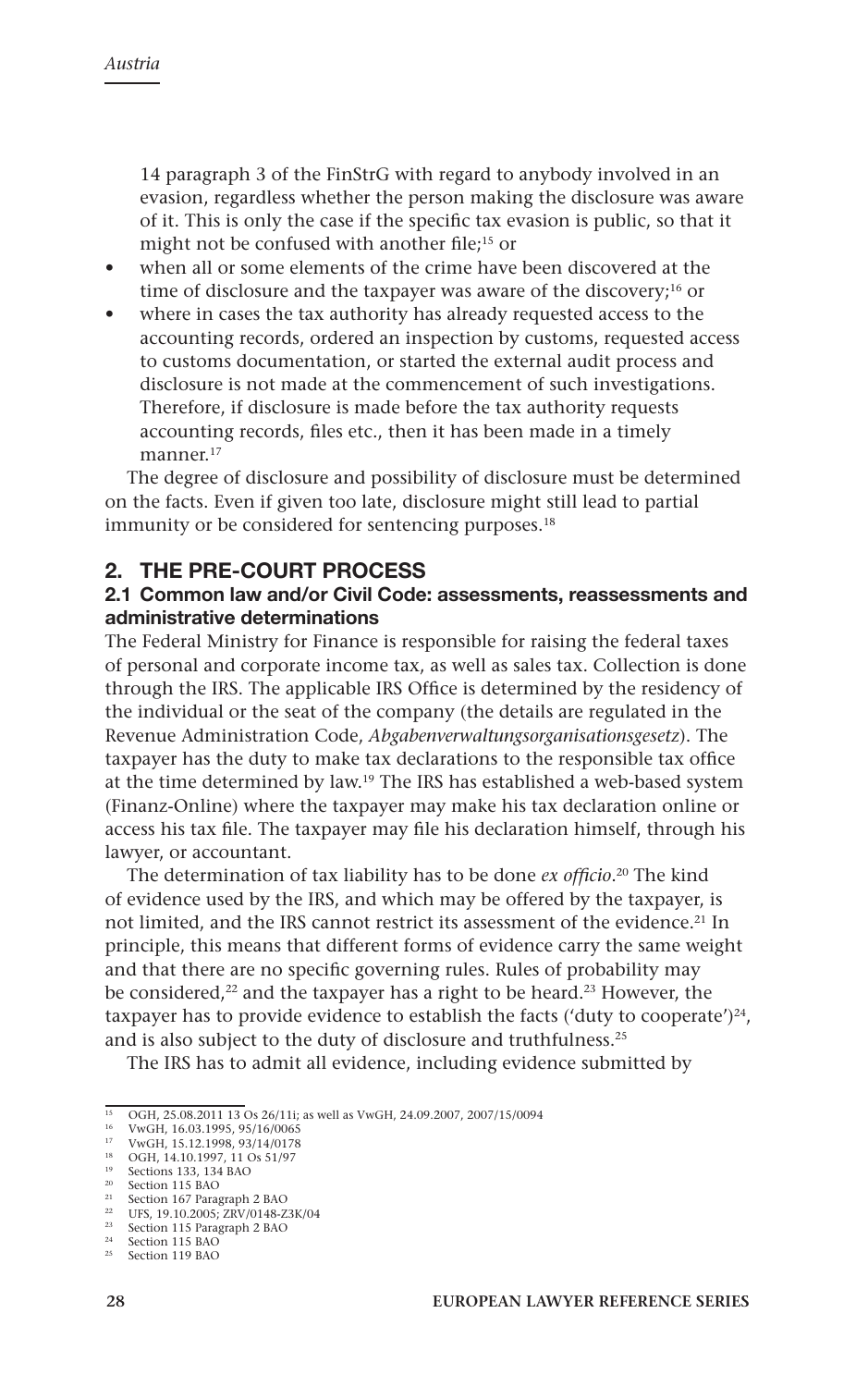14 paragraph 3 of the FinStrG with regard to anybody involved in an evasion, regardless whether the person making the disclosure was aware of it. This is only the case if the specific tax evasion is public, so that it might not be confused with another file;[15] or

- when all or some elements of the crime have been discovered at the time of disclosure and the taxpayer was aware of the discovery;[16] or
- where in cases the tax authority has already requested access to the accounting records, ordered an inspection by customs, requested access to customs documentation, or started the external audit process and disclosure is not made at the commencement of such investigations. Therefore, if disclosure is made before the tax authority requests accounting records, files etc., then it has been made in a timely manner.[17]

The degree of disclosure and possibility of disclosure must be determined on the facts. Even if given too late, disclosure might still lead to partial immunity or be considered for sentencing purposes.[18]

## 2. THE PRE-COURT PROCESS

### 2.1 Common law and/or Civil Code: assessments, reassessments and administrative determinations

The Federal Ministry for Finance is responsible for raising the federal taxes of personal and corporate income tax, as well as sales tax. Collection is done through the IRS. The applicable IRS Office is determined by the residency of the individual or the seat of the company (the details are regulated in the Revenue Administration Code, *Abgabenverwaltungsorganisationsgesetz*). The taxpayer has the duty to make tax declarations to the responsible tax office at the time determined by law.[19] The IRS has established a web-based system (Finanz-Online) where the taxpayer may make his tax declaration online or access his tax file. The taxpayer may file his declaration himself, through his lawyer, or accountant.

The determination of tax liability has to be done *ex officio*.[20] The kind of evidence used by the IRS, and which may be offered by the taxpayer, is not limited, and the IRS cannot restrict its assessment of the evidence.[21] In principle, this means that different forms of evidence carry the same weight and that there are no specific governing rules. Rules of probability may be considered,[22] and the taxpayer has a right to be heard.[23] However, the taxpayer has to provide evidence to establish the facts ('duty to cooperate')[24], and is also subject to the duty of disclosure and truthfulness.[25]

The IRS has to admit all evidence, including evidence submitted by

---

[15] OGH, 25.08.2011 13 Os 26/11i; as well as VwGH, 24.09.2007, 2007/15/0094
[16] VwGH, 16.03.1995, 95/16/0065
[17] VwGH, 15.12.1998, 93/14/0178
[18] OGH, 14.10.1997, 11 Os 51/97
[19] Sections 133, 134 BAO
[20] Section 115 BAO
[21] Section 167 Paragraph 2 BAO
[22] UFS, 19.10.2005; ZRV/0148-Z3K/04
[23] Section 115 Paragraph 2 BAO
[24] Section 115 BAO
[25] Section 119 BAO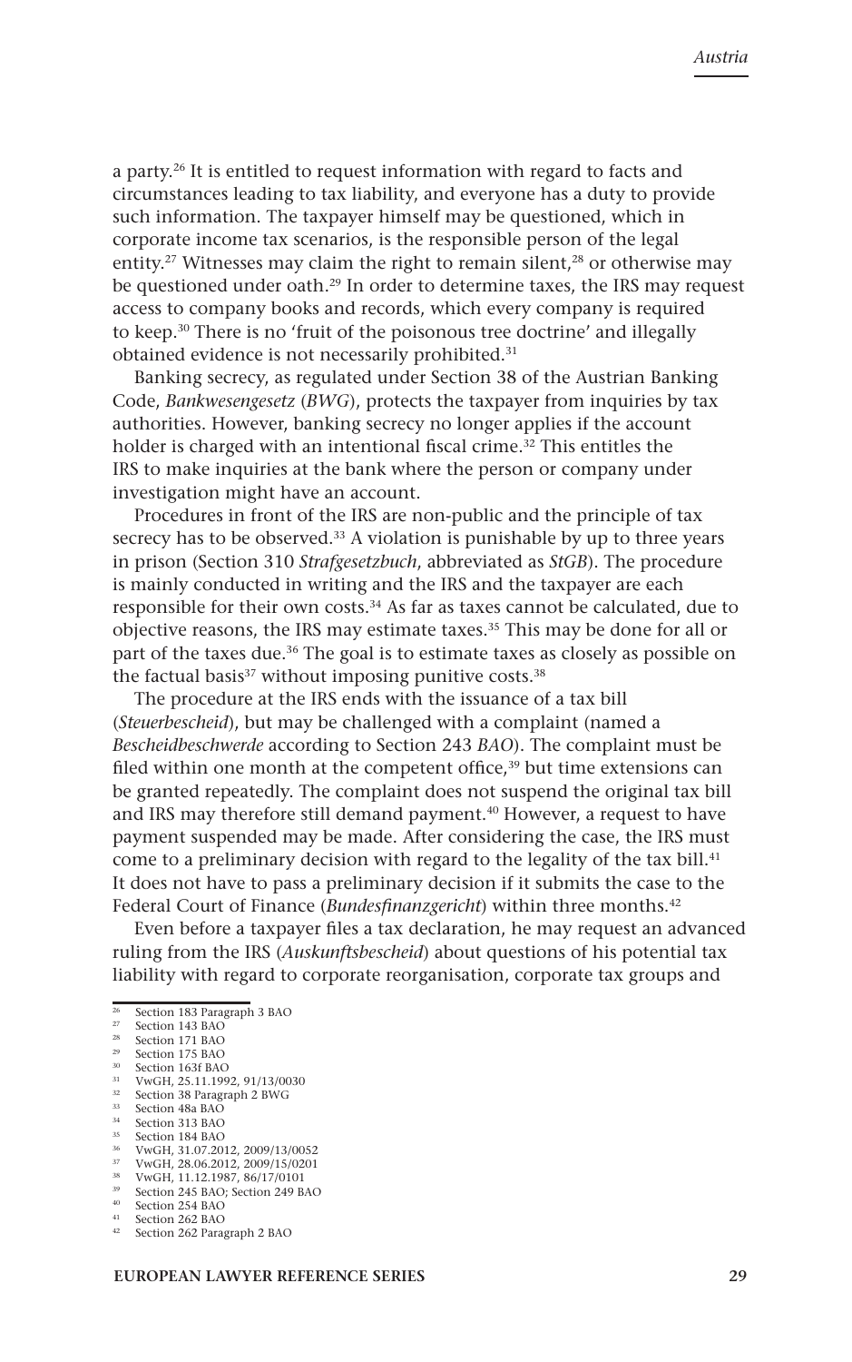a party.[26] It is entitled to request information with regard to facts and circumstances leading to tax liability, and everyone has a duty to provide such information. The taxpayer himself may be questioned, which in corporate income tax scenarios, is the responsible person of the legal entity.[27] Witnesses may claim the right to remain silent,[28] or otherwise may be questioned under oath.[29] In order to determine taxes, the IRS may request access to company books and records, which every company is required to keep.[30] There is no 'fruit of the poisonous tree doctrine' and illegally obtained evidence is not necessarily prohibited.[31]

Banking secrecy, as regulated under Section 38 of the Austrian Banking Code, *Bankwesengesetz* (*BWG*), protects the taxpayer from inquiries by tax authorities. However, banking secrecy no longer applies if the account holder is charged with an intentional fiscal crime.[32] This entitles the IRS to make inquiries at the bank where the person or company under investigation might have an account.

Procedures in front of the IRS are non-public and the principle of tax secrecy has to be observed.[33] A violation is punishable by up to three years in prison (Section 310 *Strafgesetzbuch*, abbreviated as *StGB*). The procedure is mainly conducted in writing and the IRS and the taxpayer are each responsible for their own costs.[34] As far as taxes cannot be calculated, due to objective reasons, the IRS may estimate taxes.[35] This may be done for all or part of the taxes due.[36] The goal is to estimate taxes as closely as possible on the factual basis[37] without imposing punitive costs.[38]

The procedure at the IRS ends with the issuance of a tax bill (*Steuerbescheid*), but may be challenged with a complaint (named a *Bescheidbeschwerde* according to Section 243 *BAO*). The complaint must be filed within one month at the competent office,[39] but time extensions can be granted repeatedly. The complaint does not suspend the original tax bill and IRS may therefore still demand payment.[40] However, a request to have payment suspended may be made. After considering the case, the IRS must come to a preliminary decision with regard to the legality of the tax bill.[41] It does not have to pass a preliminary decision if it submits the case to the Federal Court of Finance (*Bundesfinanzgericht*) within three months.[42]

Even before a taxpayer files a tax declaration, he may request an advanced ruling from the IRS (*Auskunftsbescheid*) about questions of his potential tax liability with regard to corporate reorganisation, corporate tax groups and

---

[26] Section 183 Paragraph 3 BAO
[27] Section 143 BAO
[28] Section 171 BAO
[29] Section 175 BAO
[30] Section 163f BAO
[31] VwGH, 25.11.1992, 91/13/0030
[32] Section 38 Paragraph 2 BWG
[33] Section 48a BAO
[34] Section 313 BAO
[35] Section 184 BAO
[36] VwGH, 31.07.2012, 2009/13/0052
[37] VwGH, 28.06.2012, 2009/15/0201
[38] VwGH, 11.12.1987, 86/17/0101
[39] Section 245 BAO; Section 249 BAO
[40] Section 254 BAO
[41] Section 262 BAO
[42] Section 262 Paragraph 2 BAO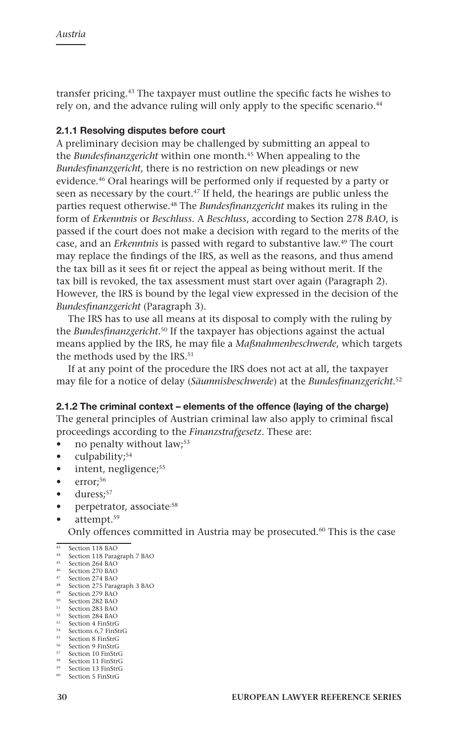transfer pricing.[43] The taxpayer must outline the specific facts he wishes to rely on, and the advance ruling will only apply to the specific scenario.[44]

### 2.1.1 Resolving disputes before court

A preliminary decision may be challenged by submitting an appeal to the *Bundesfinanzgericht* within one month.[45] When appealing to the *Bundesfinanzgericht*, there is no restriction on new pleadings or new evidence.[46] Oral hearings will be performed only if requested by a party or seen as necessary by the court.[47] If held, the hearings are public unless the parties request otherwise.[48] The *Bundesfinanzgericht* makes its ruling in the form of *Erkenntnis* or *Beschluss*. A *Beschluss*, according to Section 278 *BAO*, is passed if the court does not make a decision with regard to the merits of the case, and an *Erkenntnis* is passed with regard to substantive law.[49] The court may replace the findings of the IRS, as well as the reasons, and thus amend the tax bill as it sees fit or reject the appeal as being without merit. If the tax bill is revoked, the tax assessment must start over again (Paragraph 2). However, the IRS is bound by the legal view expressed in the decision of the *Bundesfinanzgericht* (Paragraph 3).

The IRS has to use all means at its disposal to comply with the ruling by the *Bundesfinanzgericht*.[50] If the taxpayer has objections against the actual means applied by the IRS, he may file a *Maßnahmenbeschwerde*, which targets the methods used by the IRS.[51]

If at any point of the procedure the IRS does not act at all, the taxpayer may file for a notice of delay (*Säumnisbeschwerde*) at the *Bundesfinanzgericht*.[52]

### 2.1.2 The criminal context – elements of the offence (laying of the charge)

The general principles of Austrian criminal law also apply to criminal fiscal proceedings according to the *Finanzstrafgesetz*. These are:

- no penalty without law;[53]
- culpability;[54]
- intent, negligence;[55]
- error;[56]
- duress;[57]
- perpetrator, associate;[58]
- attempt.[59]

Only offences committed in Austria may be prosecuted.[60] This is the case

---

[43] Section 118 BAO
[44] Section 118 Paragraph 7 BAO
[45] Section 264 BAO
[46] Section 270 BAO
[47] Section 274 BAO
[48] Section 275 Paragraph 3 BAO
[49] Section 279 BAO
[50] Section 282 BAO
[51] Section 283 BAO
[52] Section 284 BAO
[53] Section 4 FinStrG
[54] Sections 6,7 FinStrG
[55] Section 8 FinStrG
[56] Section 9 FinStrG
[57] Section 10 FinStrG
[58] Section 11 FinStrG
[59] Section 13 FinStrG
[60] Section 5 FinStrG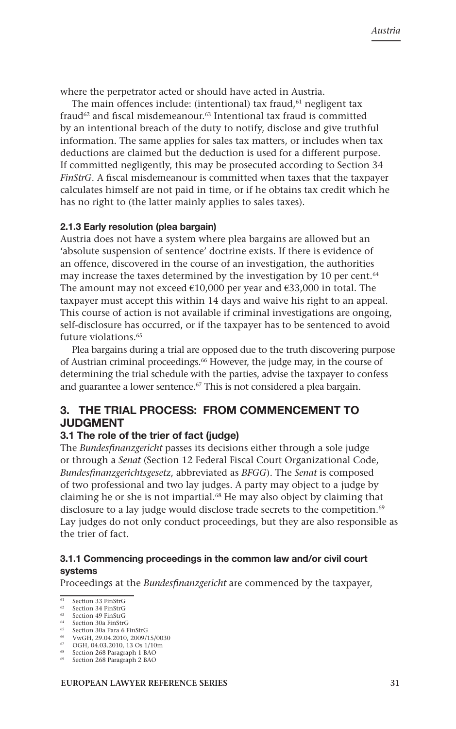where the perpetrator acted or should have acted in Austria.

The main offences include: (intentional) tax fraud,[61] negligent tax fraud[62] and fiscal misdemeanour.[63] Intentional tax fraud is committed by an intentional breach of the duty to notify, disclose and give truthful information. The same applies for sales tax matters, or includes when tax deductions are claimed but the deduction is used for a different purpose. If committed negligently, this may be prosecuted according to Section 34 *FinStrG*. A fiscal misdemeanour is committed when taxes that the taxpayer calculates himself are not paid in time, or if he obtains tax credit which he has no right to (the latter mainly applies to sales taxes).

#### 2.1.3 Early resolution (plea bargain)

Austria does not have a system where plea bargains are allowed but an 'absolute suspension of sentence' doctrine exists. If there is evidence of an offence, discovered in the course of an investigation, the authorities may increase the taxes determined by the investigation by 10 per cent.[64] The amount may not exceed €10,000 per year and €33,000 in total. The taxpayer must accept this within 14 days and waive his right to an appeal. This course of action is not available if criminal investigations are ongoing, self-disclosure has occurred, or if the taxpayer has to be sentenced to avoid future violations.[65]

Plea bargains during a trial are opposed due to the truth discovering purpose of Austrian criminal proceedings.[66] However, the judge may, in the course of determining the trial schedule with the parties, advise the taxpayer to confess and guarantee a lower sentence.[67] This is not considered a plea bargain.

## 3. THE TRIAL PROCESS: FROM COMMENCEMENT TO JUDGMENT

### 3.1 The role of the trier of fact (judge)

The *Bundesfinanzgericht* passes its decisions either through a sole judge or through a *Senat* (Section 12 Federal Fiscal Court Organizational Code, *Bundesfinanzgerichtsgesetz*, abbreviated as *BFGG*). The *Senat* is composed of two professional and two lay judges. A party may object to a judge by claiming he or she is not impartial.[68] He may also object by claiming that disclosure to a lay judge would disclose trade secrets to the competition.[69] Lay judges do not only conduct proceedings, but they are also responsible as the trier of fact.

#### 3.1.1 Commencing proceedings in the common law and/or civil court systems

Proceedings at the *Bundesfinanzgericht* are commenced by the taxpayer,

---

[61] Section 33 FinStrG
[62] Section 34 FinStrG
[63] Section 49 FinStrG
[64] Section 30a FinStrG
[65] Section 30a Para 6 FinStrG
[66] VwGH, 29.04.2010, 2009/15/0030
[67] OGH, 04.03.2010, 13 Os 1/10m
[68] Section 268 Paragraph 1 BAO
[69] Section 268 Paragraph 2 BAO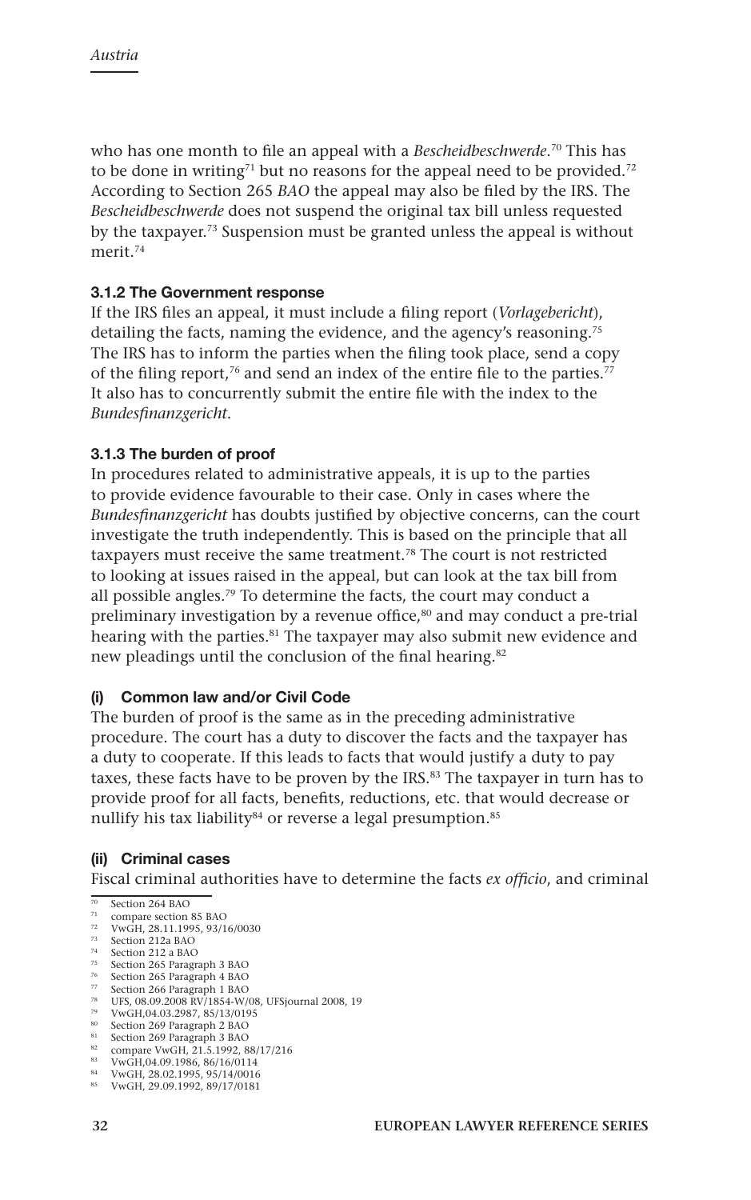who has one month to file an appeal with a *Bescheidbeschwerde*.[70] This has to be done in writing[71] but no reasons for the appeal need to be provided.[72] According to Section 265 *BAO* the appeal may also be filed by the IRS. The *Bescheidbeschwerde* does not suspend the original tax bill unless requested by the taxpayer.[73] Suspension must be granted unless the appeal is without merit.[74]

### 3.1.2 The Government response

If the IRS files an appeal, it must include a filing report (*Vorlagebericht*), detailing the facts, naming the evidence, and the agency's reasoning.[75] The IRS has to inform the parties when the filing took place, send a copy of the filing report,[76] and send an index of the entire file to the parties.[77] It also has to concurrently submit the entire file with the index to the *Bundesfinanzgericht*.

### 3.1.3 The burden of proof

In procedures related to administrative appeals, it is up to the parties to provide evidence favourable to their case. Only in cases where the *Bundesfinanzgericht* has doubts justified by objective concerns, can the court investigate the truth independently. This is based on the principle that all taxpayers must receive the same treatment.[78] The court is not restricted to looking at issues raised in the appeal, but can look at the tax bill from all possible angles.[79] To determine the facts, the court may conduct a preliminary investigation by a revenue office,[80] and may conduct a pre-trial hearing with the parties.[81] The taxpayer may also submit new evidence and new pleadings until the conclusion of the final hearing.[82]

#### (i) Common law and/or Civil Code

The burden of proof is the same as in the preceding administrative procedure. The court has a duty to discover the facts and the taxpayer has a duty to cooperate. If this leads to facts that would justify a duty to pay taxes, these facts have to be proven by the IRS.[83] The taxpayer in turn has to provide proof for all facts, benefits, reductions, etc. that would decrease or nullify his tax liability[84] or reverse a legal presumption.[85]

#### (ii) Criminal cases

Fiscal criminal authorities have to determine the facts *ex officio*, and criminal

---

[70] Section 264 BAO
[71] compare section 85 BAO
[72] VwGH, 28.11.1995, 93/16/0030
[73] Section 212a BAO
[74] Section 212 a BAO
[75] Section 265 Paragraph 3 BAO
[76] Section 265 Paragraph 4 BAO
[77] Section 266 Paragraph 1 BAO
[78] UFS, 08.09.2008 RV/1854-W/08, UFSjournal 2008, 19
[79] VwGH,04.03.2987, 85/13/0195
[80] Section 269 Paragraph 2 BAO
[81] Section 269 Paragraph 3 BAO
[82] compare VwGH, 21.5.1992, 88/17/216
[83] VwGH,04.09.1986, 86/16/0114
[84] VwGH, 28.02.1995, 95/14/0016
[85] VwGH, 29.09.1992, 89/17/0181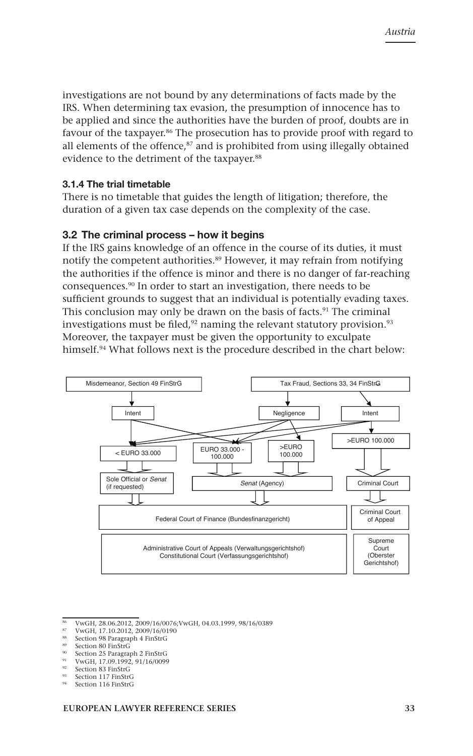investigations are not bound by any determinations of facts made by the IRS. When determining tax evasion, the presumption of innocence has to be applied and since the authorities have the burden of proof, doubts are in favour of the taxpayer.[86] The prosecution has to provide proof with regard to all elements of the offence,[87] and is prohibited from using illegally obtained evidence to the detriment of the taxpayer.[88]

### 3.1.4 The trial timetable

There is no timetable that guides the length of litigation; therefore, the duration of a given tax case depends on the complexity of the case.

## 3.2 The criminal process – how it begins

If the IRS gains knowledge of an offence in the course of its duties, it must notify the competent authorities.[89] However, it may refrain from notifying the authorities if the offence is minor and there is no danger of far-reaching consequences.[90] In order to start an investigation, there needs to be sufficient grounds to suggest that an individual is potentially evading taxes. This conclusion may only be drawn on the basis of facts.[91] The criminal investigations must be filed,[92] naming the relevant statutory provision.[93] Moreover, the taxpayer must be given the opportunity to exculpate himself.[94] What follows next is the procedure described in the chart below:

Misdemeanor, Section 49 FinStrG

Tax Fraud, Sections 33, 34 FinStrG

Intent | Negligence | Intent

< EURO 33.000 | EURO 33.000 - 100.000 | >EURO 100.000 | >EURO 100.000

Sole Official or *Senat* (if requested) | *Senat* (Agency) | Criminal Court

Federal Court of Finance (Bundesfinanzgericht) | Criminal Court of Appeal

Administrative Court of Appeals (Verwaltungsgerichtshof)
Constitutional Court (Verfassungsgerichtshof) | Supreme Court (Oberster Gerichtshof)

---

86 VwGH, 28.06.2012, 2009/16/0076;VwGH, 04.03.1999, 98/16/0389
87 VwGH, 17.10.2012, 2009/16/0190
88 Section 98 Paragraph 4 FinStrG
89 Section 80 FinStrG
90 Section 25 Paragraph 2 FinStrG
91 VwGH, 17.09.1992, 91/16/0099
92 Section 83 FinStrG
93 Section 117 FinStrG
94 Section 116 FinStrG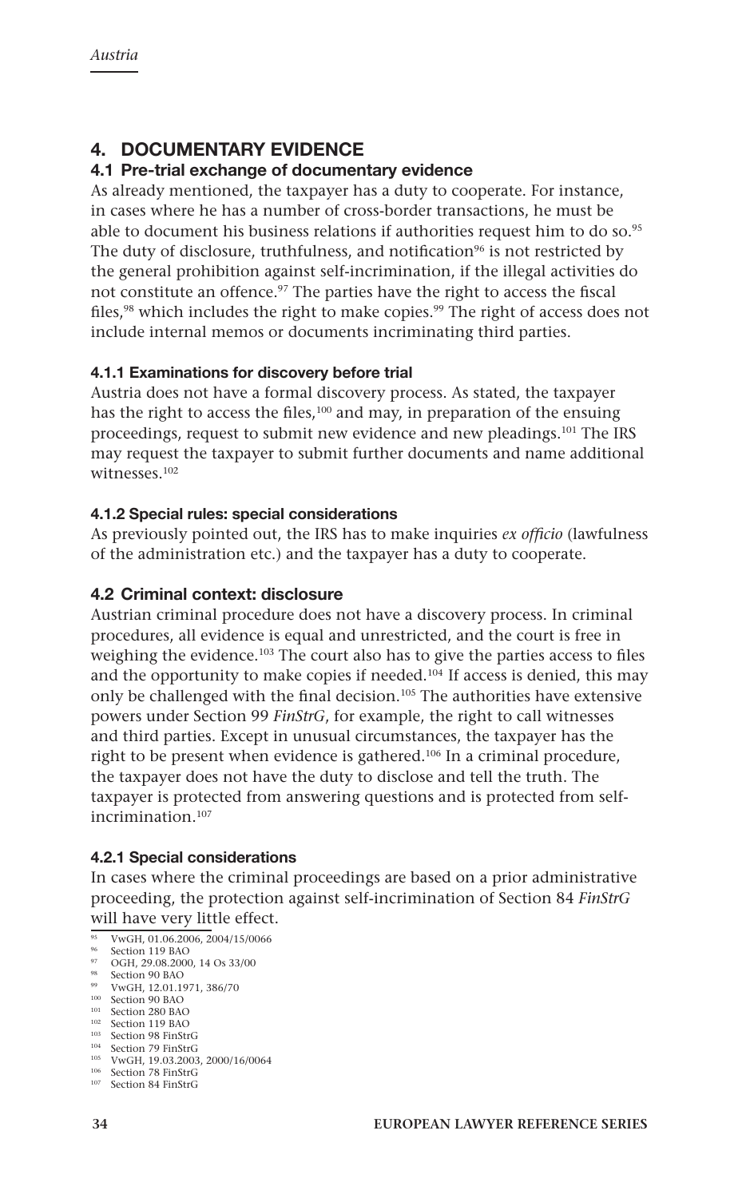## 4. DOCUMENTARY EVIDENCE

### 4.1 Pre-trial exchange of documentary evidence

As already mentioned, the taxpayer has a duty to cooperate. For instance, in cases where he has a number of cross-border transactions, he must be able to document his business relations if authorities request him to do so.[95] The duty of disclosure, truthfulness, and notification[96] is not restricted by the general prohibition against self-incrimination, if the illegal activities do not constitute an offence.[97] The parties have the right to access the fiscal files,[98] which includes the right to make copies.[99] The right of access does not include internal memos or documents incriminating third parties.

#### 4.1.1 Examinations for discovery before trial

Austria does not have a formal discovery process. As stated, the taxpayer has the right to access the files,[100] and may, in preparation of the ensuing proceedings, request to submit new evidence and new pleadings.[101] The IRS may request the taxpayer to submit further documents and name additional witnesses.[102]

#### 4.1.2 Special rules: special considerations

As previously pointed out, the IRS has to make inquiries *ex officio* (lawfulness of the administration etc.) and the taxpayer has a duty to cooperate.

### 4.2 Criminal context: disclosure

Austrian criminal procedure does not have a discovery process. In criminal procedures, all evidence is equal and unrestricted, and the court is free in weighing the evidence.[103] The court also has to give the parties access to files and the opportunity to make copies if needed.[104] If access is denied, this may only be challenged with the final decision.[105] The authorities have extensive powers under Section 99 *FinStrG*, for example, the right to call witnesses and third parties. Except in unusual circumstances, the taxpayer has the right to be present when evidence is gathered.[106] In a criminal procedure, the taxpayer does not have the duty to disclose and tell the truth. The taxpayer is protected from answering questions and is protected from self-incrimination.[107]

#### 4.2.1 Special considerations

In cases where the criminal proceedings are based on a prior administrative proceeding, the protection against self-incrimination of Section 84 *FinStrG* will have very little effect.

---

95 VwGH, 01.06.2006, 2004/15/0066
96 Section 119 BAO
97 OGH, 29.08.2000, 14 Os 33/00
98 Section 90 BAO
99 VwGH, 12.01.1971, 386/70
100 Section 90 BAO
101 Section 280 BAO
102 Section 119 BAO
103 Section 98 FinStrG
104 Section 79 FinStrG
105 VwGH, 19.03.2003, 2000/16/0064
106 Section 78 FinStrG
107 Section 84 FinStrG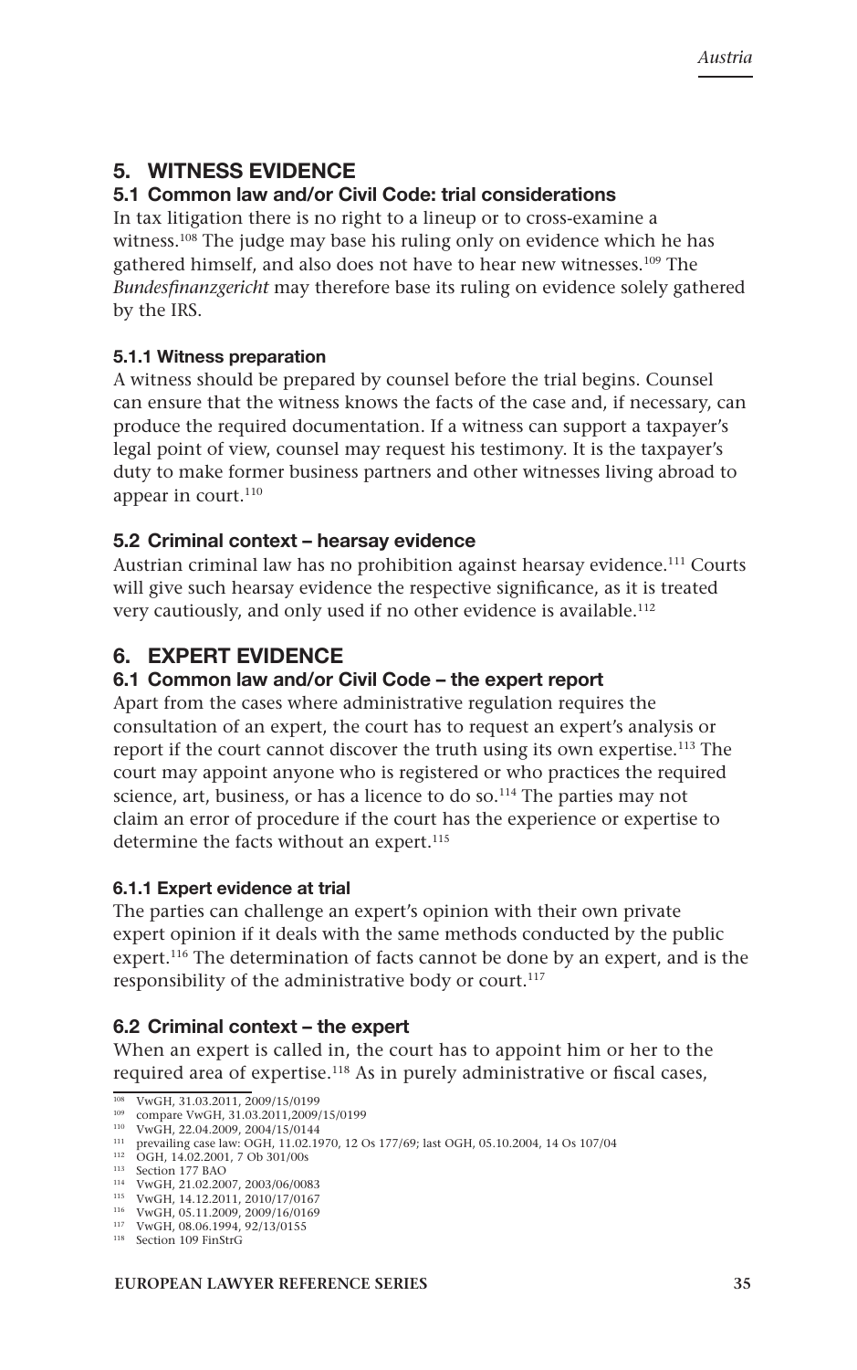## 5. WITNESS EVIDENCE

### 5.1 Common law and/or Civil Code: trial considerations

In tax litigation there is no right to a lineup or to cross-examine a witness.[108] The judge may base his ruling only on evidence which he has gathered himself, and also does not have to hear new witnesses.[109] The *Bundesfinanzgericht* may therefore base its ruling on evidence solely gathered by the IRS.

#### 5.1.1 Witness preparation

A witness should be prepared by counsel before the trial begins. Counsel can ensure that the witness knows the facts of the case and, if necessary, can produce the required documentation. If a witness can support a taxpayer's legal point of view, counsel may request his testimony. It is the taxpayer's duty to make former business partners and other witnesses living abroad to appear in court.[110]

### 5.2 Criminal context – hearsay evidence

Austrian criminal law has no prohibition against hearsay evidence.[111] Courts will give such hearsay evidence the respective significance, as it is treated very cautiously, and only used if no other evidence is available.[112]

## 6. EXPERT EVIDENCE

### 6.1 Common law and/or Civil Code – the expert report

Apart from the cases where administrative regulation requires the consultation of an expert, the court has to request an expert's analysis or report if the court cannot discover the truth using its own expertise.[113] The court may appoint anyone who is registered or who practices the required science, art, business, or has a licence to do so.[114] The parties may not claim an error of procedure if the court has the experience or expertise to determine the facts without an expert.[115]

#### 6.1.1 Expert evidence at trial

The parties can challenge an expert's opinion with their own private expert opinion if it deals with the same methods conducted by the public expert.[116] The determination of facts cannot be done by an expert, and is the responsibility of the administrative body or court.[117]

### 6.2 Criminal context – the expert

When an expert is called in, the court has to appoint him or her to the required area of expertise.[118] As in purely administrative or fiscal cases,

---

[108] VwGH, 31.03.2011, 2009/15/0199
[109] compare VwGH, 31.03.2011,2009/15/0199
[110] VwGH, 22.04.2009, 2004/15/0144
[111] prevailing case law: OGH, 11.02.1970, 12 Os 177/69; last OGH, 05.10.2004, 14 Os 107/04
[112] OGH, 14.02.2001, 7 Ob 301/00s
[113] Section 177 BAO
[114] VwGH, 21.02.2007, 2003/06/0083
[115] VwGH, 14.12.2011, 2010/17/0167
[116] VwGH, 05.11.2009, 2009/16/0169
[117] VwGH, 08.06.1994, 92/13/0155
[118] Section 109 FinStrG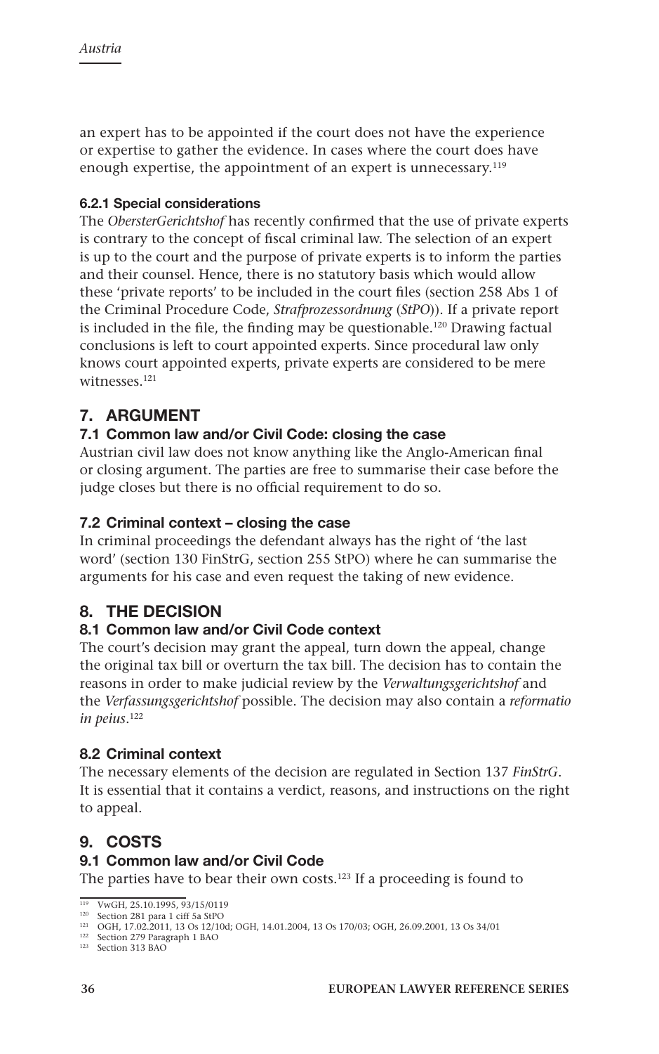an expert has to be appointed if the court does not have the experience or expertise to gather the evidence. In cases where the court does have enough expertise, the appointment of an expert is unnecessary.[119]

#### 6.2.1 Special considerations

The *ObersterGerichtshof* has recently confirmed that the use of private experts is contrary to the concept of fiscal criminal law. The selection of an expert is up to the court and the purpose of private experts is to inform the parties and their counsel. Hence, there is no statutory basis which would allow these 'private reports' to be included in the court files (section 258 Abs 1 of the Criminal Procedure Code, *Strafprozessordnung* (*StPO*)). If a private report is included in the file, the finding may be questionable.[120] Drawing factual conclusions is left to court appointed experts. Since procedural law only knows court appointed experts, private experts are considered to be mere witnesses.[121]

## 7. ARGUMENT

### 7.1 Common law and/or Civil Code: closing the case

Austrian civil law does not know anything like the Anglo-American final or closing argument. The parties are free to summarise their case before the judge closes but there is no official requirement to do so.

### 7.2 Criminal context – closing the case

In criminal proceedings the defendant always has the right of 'the last word' (section 130 FinStrG, section 255 StPO) where he can summarise the arguments for his case and even request the taking of new evidence.

## 8. THE DECISION

### 8.1 Common law and/or Civil Code context

The court's decision may grant the appeal, turn down the appeal, change the original tax bill or overturn the tax bill. The decision has to contain the reasons in order to make judicial review by the *Verwaltungsgerichtshof* and the *Verfassungsgerichtshof* possible. The decision may also contain a *reformatio in peius*.[122]

### 8.2 Criminal context

The necessary elements of the decision are regulated in Section 137 *FinStrG*. It is essential that it contains a verdict, reasons, and instructions on the right to appeal.

## 9. COSTS

### 9.1 Common law and/or Civil Code

The parties have to bear their own costs.[123] If a proceeding is found to

---

[119] VwGH, 25.10.1995, 93/15/0119

[120] Section 281 para 1 ciff 5a StPO

[121] OGH, 17.02.2011, 13 Os 12/10d; OGH, 14.01.2004, 13 Os 170/03; OGH, 26.09.2001, 13 Os 34/01

[122] Section 279 Paragraph 1 BAO

[123] Section 313 BAO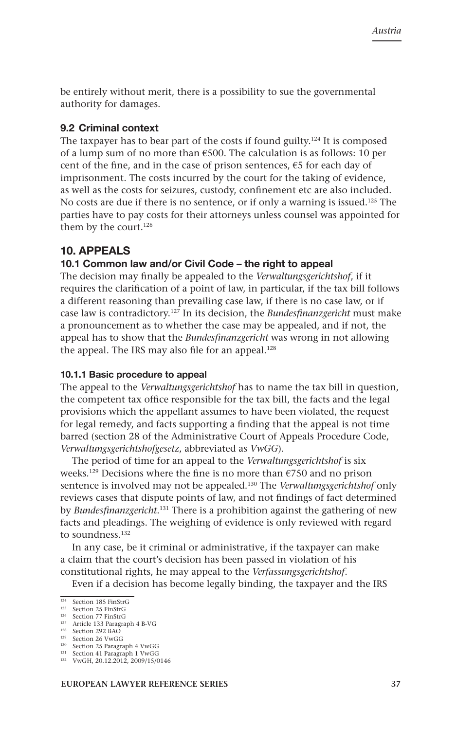be entirely without merit, there is a possibility to sue the governmental authority for damages.

### 9.2 Criminal context

The taxpayer has to bear part of the costs if found guilty.[124] It is composed of a lump sum of no more than €500. The calculation is as follows: 10 per cent of the fine, and in the case of prison sentences, €5 for each day of imprisonment. The costs incurred by the court for the taking of evidence, as well as the costs for seizures, custody, confinement etc are also included. No costs are due if there is no sentence, or if only a warning is issued.[125] The parties have to pay costs for their attorneys unless counsel was appointed for them by the court.[126]

## 10. APPEALS

### 10.1 Common law and/or Civil Code – the right to appeal

The decision may finally be appealed to the *Verwaltungsgerichtshof*, if it requires the clarification of a point of law, in particular, if the tax bill follows a different reasoning than prevailing case law, if there is no case law, or if case law is contradictory.[127] In its decision, the *Bundesfinanzgericht* must make a pronouncement as to whether the case may be appealed, and if not, the appeal has to show that the *Bundesfinanzgericht* was wrong in not allowing the appeal. The IRS may also file for an appeal.[128]

#### 10.1.1 Basic procedure to appeal

The appeal to the *Verwaltungsgerichtshof* has to name the tax bill in question, the competent tax office responsible for the tax bill, the facts and the legal provisions which the appellant assumes to have been violated, the request for legal remedy, and facts supporting a finding that the appeal is not time barred (section 28 of the Administrative Court of Appeals Procedure Code, *Verwaltungsgerichtshofgesetz*, abbreviated as *VwGG*).

The period of time for an appeal to the *Verwaltungsgerichtshof* is six weeks.[129] Decisions where the fine is no more than €750 and no prison sentence is involved may not be appealed.[130] The *Verwaltungsgerichtshof* only reviews cases that dispute points of law, and not findings of fact determined by *Bundesfinanzgericht*.[131] There is a prohibition against the gathering of new facts and pleadings. The weighing of evidence is only reviewed with regard to soundness.[132]

In any case, be it criminal or administrative, if the taxpayer can make a claim that the court's decision has been passed in violation of his constitutional rights, he may appeal to the *Verfassungsgerichtshof*.

Even if a decision has become legally binding, the taxpayer and the IRS

---

[124] Section 185 FinStrG
[125] Section 25 FinStrG
[126] Section 77 FinStrG
[127] Article 133 Paragraph 4 B-VG
[128] Section 292 BAO
[129] Section 26 VwGG
[130] Section 25 Paragraph 4 VwGG
[131] Section 41 Paragraph 1 VwGG
[132] VwGH, 20.12.2012, 2009/15/0146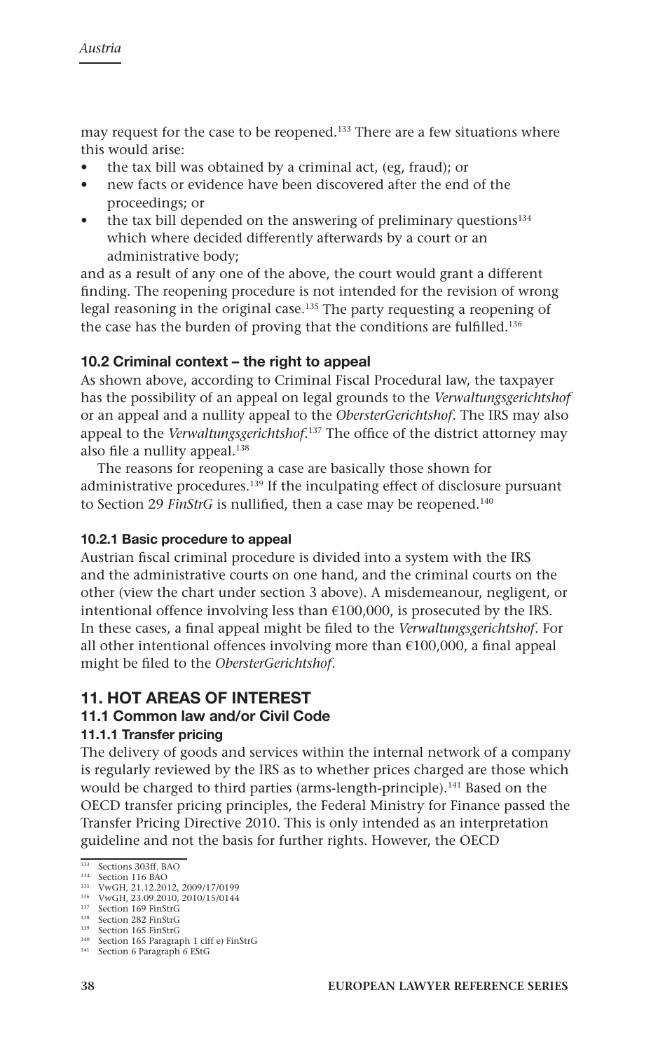may request for the case to be reopened.[133] There are a few situations where this would arise:

- the tax bill was obtained by a criminal act, (eg, fraud); or
- new facts or evidence have been discovered after the end of the proceedings; or
- the tax bill depended on the answering of preliminary questions[134] which where decided differently afterwards by a court or an administrative body;

and as a result of any one of the above, the court would grant a different finding. The reopening procedure is not intended for the revision of wrong legal reasoning in the original case.[135] The party requesting a reopening of the case has the burden of proving that the conditions are fulfilled.[136]

### 10.2 Criminal context – the right to appeal

As shown above, according to Criminal Fiscal Procedural law, the taxpayer has the possibility of an appeal on legal grounds to the *Verwaltungsgerichtshof* or an appeal and a nullity appeal to the *ObersterGerichtshof*. The IRS may also appeal to the *Verwaltungsgerichtshof*.[137] The office of the district attorney may also file a nullity appeal.[138]

The reasons for reopening a case are basically those shown for administrative procedures.[139] If the inculpating effect of disclosure pursuant to Section 29 *FinStrG* is nullified, then a case may be reopened.[140]

#### 10.2.1 Basic procedure to appeal

Austrian fiscal criminal procedure is divided into a system with the IRS and the administrative courts on one hand, and the criminal courts on the other (view the chart under section 3 above). A misdemeanour, negligent, or intentional offence involving less than €100,000, is prosecuted by the IRS. In these cases, a final appeal might be filed to the *Verwaltungsgerichtshof*. For all other intentional offences involving more than €100,000, a final appeal might be filed to the *ObersterGerichtshof*.

## 11. HOT AREAS OF INTEREST

### 11.1 Common law and/or Civil Code

#### 11.1.1 Transfer pricing

The delivery of goods and services within the internal network of a company is regularly reviewed by the IRS as to whether prices charged are those which would be charged to third parties (arms-length-principle).[141] Based on the OECD transfer pricing principles, the Federal Ministry for Finance passed the Transfer Pricing Directive 2010. This is only intended as an interpretation guideline and not the basis for further rights. However, the OECD

---

[133] Sections 303ff. BAO
[134] Section 116 BAO
[135] VwGH, 21.12.2012, 2009/17/0199
[136] VwGH, 23.09.2010, 2010/15/0144
[137] Section 169 FinStrG
[138] Section 282 FinStrG
[139] Section 165 FinStrG
[140] Section 165 Paragraph 1 ciff e) FinStrG
[141] Section 6 Paragraph 6 EStG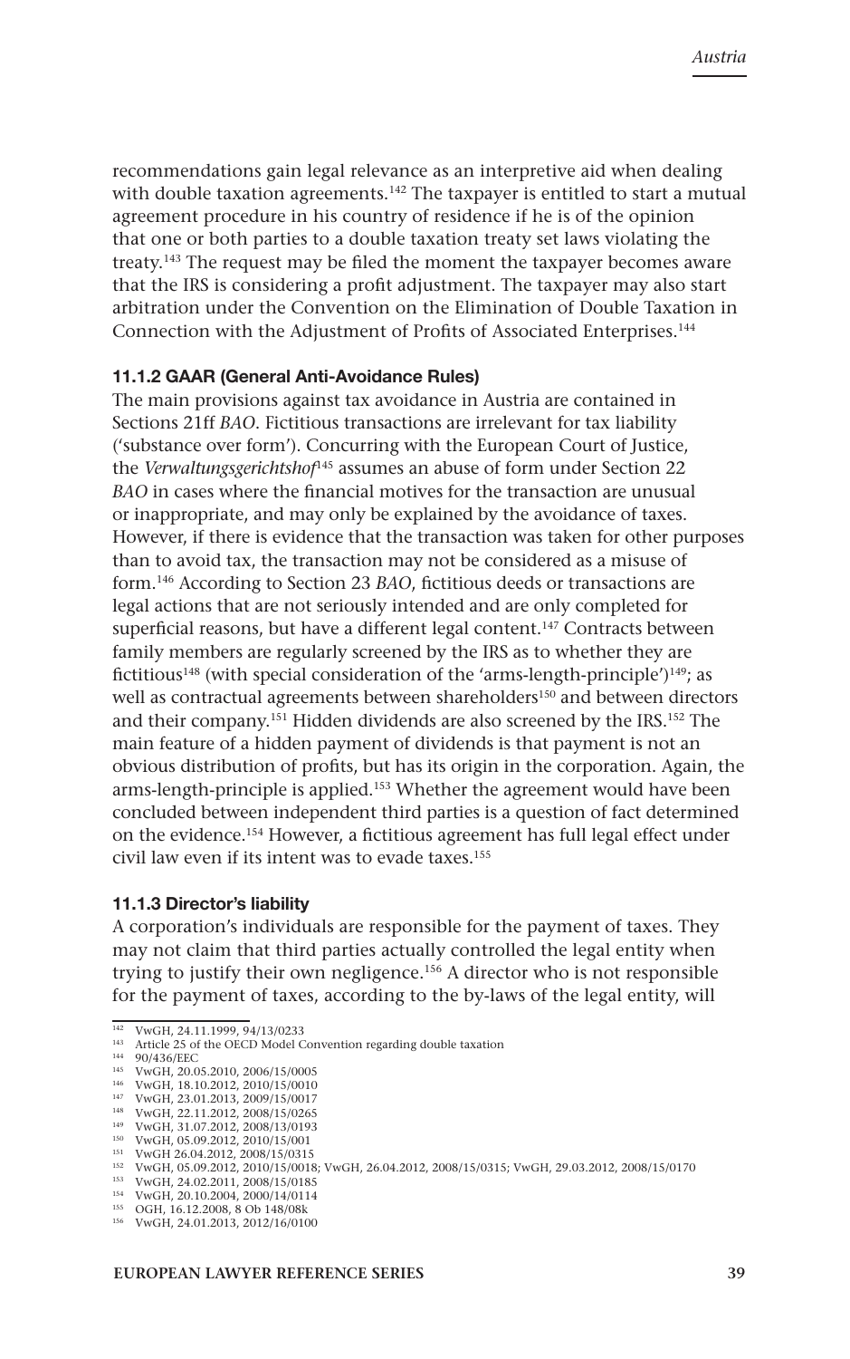recommendations gain legal relevance as an interpretive aid when dealing with double taxation agreements.[142] The taxpayer is entitled to start a mutual agreement procedure in his country of residence if he is of the opinion that one or both parties to a double taxation treaty set laws violating the treaty.[143] The request may be filed the moment the taxpayer becomes aware that the IRS is considering a profit adjustment. The taxpayer may also start arbitration under the Convention on the Elimination of Double Taxation in Connection with the Adjustment of Profits of Associated Enterprises.[144]

#### 11.1.2 GAAR (General Anti-Avoidance Rules)

The main provisions against tax avoidance in Austria are contained in Sections 21ff *BAO*. Fictitious transactions are irrelevant for tax liability ('substance over form'). Concurring with the European Court of Justice, the *Verwaltungsgerichtshof*[145] assumes an abuse of form under Section 22 *BAO* in cases where the financial motives for the transaction are unusual or inappropriate, and may only be explained by the avoidance of taxes. However, if there is evidence that the transaction was taken for other purposes than to avoid tax, the transaction may not be considered as a misuse of form.[146] According to Section 23 *BAO*, fictitious deeds or transactions are legal actions that are not seriously intended and are only completed for superficial reasons, but have a different legal content.[147] Contracts between family members are regularly screened by the IRS as to whether they are fictitious[148] (with special consideration of the 'arms-length-principle')[149]; as well as contractual agreements between shareholders[150] and between directors and their company.[151] Hidden dividends are also screened by the IRS.[152] The main feature of a hidden payment of dividends is that payment is not an obvious distribution of profits, but has its origin in the corporation. Again, the arms-length-principle is applied.[153] Whether the agreement would have been concluded between independent third parties is a question of fact determined on the evidence.[154] However, a fictitious agreement has full legal effect under civil law even if its intent was to evade taxes.[155]

#### 11.1.3 Director's liability

A corporation's individuals are responsible for the payment of taxes. They may not claim that third parties actually controlled the legal entity when trying to justify their own negligence.[156] A director who is not responsible for the payment of taxes, according to the by-laws of the legal entity, will

---

[142] VwGH, 24.11.1999, 94/13/0233
[143] Article 25 of the OECD Model Convention regarding double taxation
[144] 90/436/EEC
[145] VwGH, 20.05.2010, 2006/15/0005
[146] VwGH, 18.10.2012, 2010/15/0010
[147] VwGH, 23.01.2013, 2009/15/0017
[148] VwGH, 22.11.2012, 2008/15/0265
[149] VwGH, 31.07.2012, 2008/13/0193
[150] VwGH, 05.09.2012, 2010/15/001
[151] VwGH 26.04.2012, 2008/15/0315
[152] VwGH, 05.09.2012, 2010/15/0018; VwGH, 26.04.2012, 2008/15/0315; VwGH, 29.03.2012, 2008/15/0170
[153] VwGH, 24.02.2011, 2008/15/0185
[154] VwGH, 20.10.2004, 2000/14/0114
[155] OGH, 16.12.2008, 8 Ob 148/08k
[156] VwGH, 24.01.2013, 2012/16/0100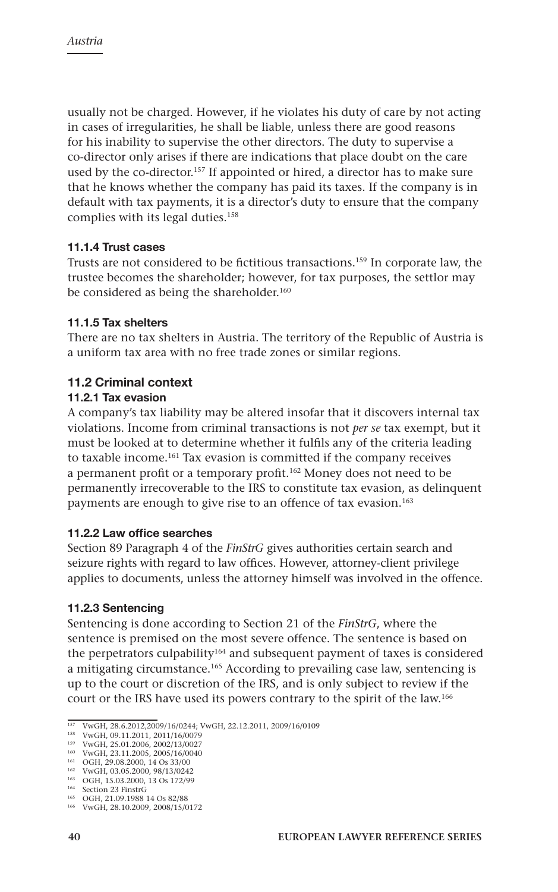usually not be charged. However, if he violates his duty of care by not acting in cases of irregularities, he shall be liable, unless there are good reasons for his inability to supervise the other directors. The duty to supervise a co-director only arises if there are indications that place doubt on the care used by the co-director.[157] If appointed or hired, a director has to make sure that he knows whether the company has paid its taxes. If the company is in default with tax payments, it is a director's duty to ensure that the company complies with its legal duties.[158]

#### 11.1.4 Trust cases

Trusts are not considered to be fictitious transactions.[159] In corporate law, the trustee becomes the shareholder; however, for tax purposes, the settlor may be considered as being the shareholder.[160]

#### 11.1.5 Tax shelters

There are no tax shelters in Austria. The territory of the Republic of Austria is a uniform tax area with no free trade zones or similar regions.

### 11.2 Criminal context

#### 11.2.1 Tax evasion

A company's tax liability may be altered insofar that it discovers internal tax violations. Income from criminal transactions is not *per se* tax exempt, but it must be looked at to determine whether it fulfils any of the criteria leading to taxable income.[161] Tax evasion is committed if the company receives a permanent profit or a temporary profit.[162] Money does not need to be permanently irrecoverable to the IRS to constitute tax evasion, as delinquent payments are enough to give rise to an offence of tax evasion.[163]

#### 11.2.2 Law office searches

Section 89 Paragraph 4 of the *FinStrG* gives authorities certain search and seizure rights with regard to law offices. However, attorney-client privilege applies to documents, unless the attorney himself was involved in the offence.

#### 11.2.3 Sentencing

Sentencing is done according to Section 21 of the *FinStrG*, where the sentence is premised on the most severe offence. The sentence is based on the perpetrators culpability[164] and subsequent payment of taxes is considered a mitigating circumstance.[165] According to prevailing case law, sentencing is up to the court or discretion of the IRS, and is only subject to review if the court or the IRS have used its powers contrary to the spirit of the law.[166]

---

[157] VwGH, 28.6.2012,2009/16/0244; VwGH, 22.12.2011, 2009/16/0109
[158] VwGH, 09.11.2011, 2011/16/0079
[159] VwGH, 25.01.2006, 2002/13/0027
[160] VwGH, 23.11.2005, 2005/16/0040
[161] OGH, 29.08.2000, 14 Os 33/00
[162] VwGH, 03.05.2000, 98/13/0242
[163] OGH, 15.03.2000, 13 Os 172/99
[164] Section 23 FinstrG
[165] OGH, 21.09.1988 14 Os 82/88
[166] VwGH, 28.10.2009, 2008/15/0172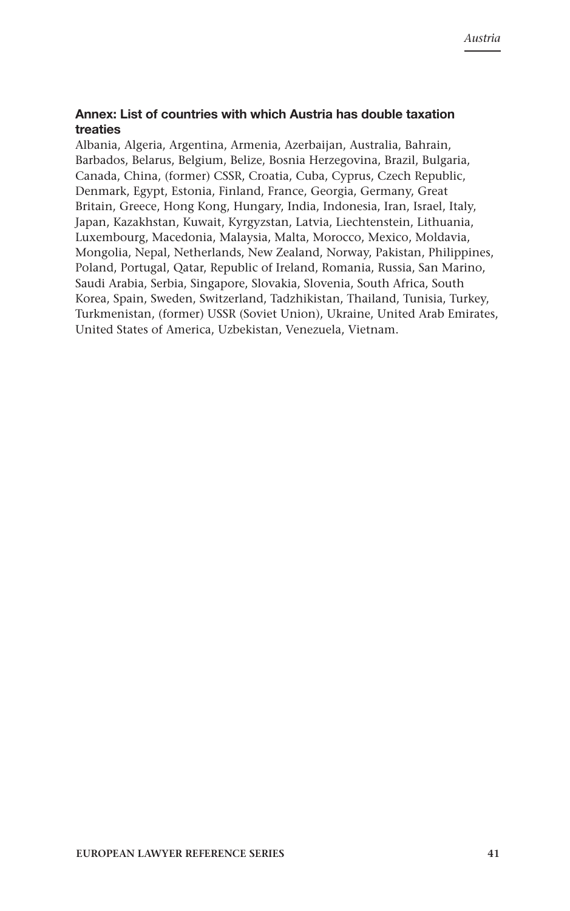### Annex: List of countries with which Austria has double taxation treaties

Albania, Algeria, Argentina, Armenia, Azerbaijan, Australia, Bahrain, Barbados, Belarus, Belgium, Belize, Bosnia Herzegovina, Brazil, Bulgaria, Canada, China, (former) CSSR, Croatia, Cuba, Cyprus, Czech Republic, Denmark, Egypt, Estonia, Finland, France, Georgia, Germany, Great Britain, Greece, Hong Kong, Hungary, India, Indonesia, Iran, Israel, Italy, Japan, Kazakhstan, Kuwait, Kyrgyzstan, Latvia, Liechtenstein, Lithuania, Luxembourg, Macedonia, Malaysia, Malta, Morocco, Mexico, Moldavia, Mongolia, Nepal, Netherlands, New Zealand, Norway, Pakistan, Philippines, Poland, Portugal, Qatar, Republic of Ireland, Romania, Russia, San Marino, Saudi Arabia, Serbia, Singapore, Slovakia, Slovenia, South Africa, South Korea, Spain, Sweden, Switzerland, Tadzhikistan, Thailand, Tunisia, Turkey, Turkmenistan, (former) USSR (Soviet Union), Ukraine, United Arab Emirates, United States of America, Uzbekistan, Venezuela, Vietnam.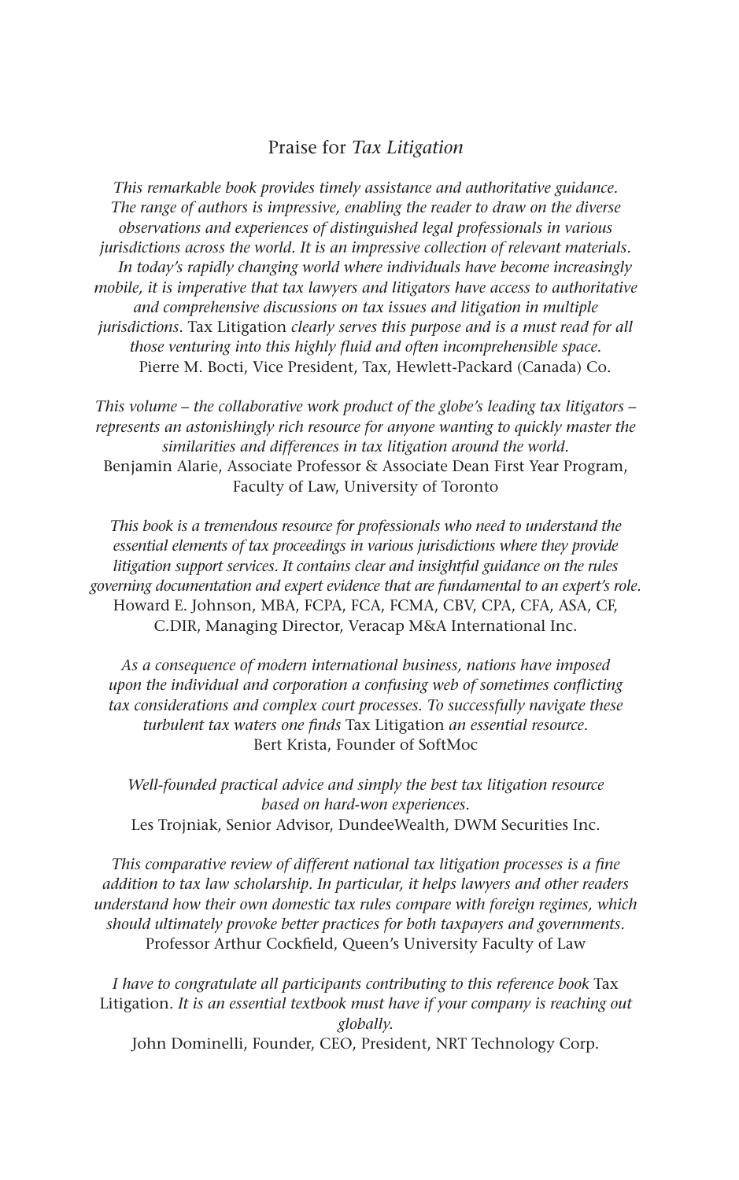## Praise for *Tax Litigation*

*This remarkable book provides timely assistance and authoritative guidance. The range of authors is impressive, enabling the reader to draw on the diverse observations and experiences of distinguished legal professionals in various jurisdictions across the world. It is an impressive collection of relevant materials.*

*In today's rapidly changing world where individuals have become increasingly mobile, it is imperative that tax lawyers and litigators have access to authoritative and comprehensive discussions on tax issues and litigation in multiple jurisdictions.* Tax Litigation *clearly serves this purpose and is a must read for all those venturing into this highly fluid and often incomprehensible space.*

Pierre M. Bocti, Vice President, Tax, Hewlett-Packard (Canada) Co.

*This volume – the collaborative work product of the globe's leading tax litigators – represents an astonishingly rich resource for anyone wanting to quickly master the similarities and differences in tax litigation around the world.*

Benjamin Alarie, Associate Professor & Associate Dean First Year Program, Faculty of Law, University of Toronto

*This book is a tremendous resource for professionals who need to understand the essential elements of tax proceedings in various jurisdictions where they provide litigation support services. It contains clear and insightful guidance on the rules governing documentation and expert evidence that are fundamental to an expert's role.*

Howard E. Johnson, MBA, FCPA, FCA, FCMA, CBV, CPA, CFA, ASA, CF, C.DIR, Managing Director, Veracap M&A International Inc.

*As a consequence of modern international business, nations have imposed upon the individual and corporation a confusing web of sometimes conflicting tax considerations and complex court processes. To successfully navigate these turbulent tax waters one finds* Tax Litigation *an essential resource.*

Bert Krista, Founder of SoftMoc

*Well-founded practical advice and simply the best tax litigation resource based on hard-won experiences.*

Les Trojniak, Senior Advisor, DundeeWealth, DWM Securities Inc.

*This comparative review of different national tax litigation processes is a fine addition to tax law scholarship. In particular, it helps lawyers and other readers understand how their own domestic tax rules compare with foreign regimes, which should ultimately provoke better practices for both taxpayers and governments.*

Professor Arthur Cockfield, Queen's University Faculty of Law

*I have to congratulate all participants contributing to this reference book* Tax Litigation. *It is an essential textbook must have if your company is reaching out globally.*

John Dominelli, Founder, CEO, President, NRT Technology Corp.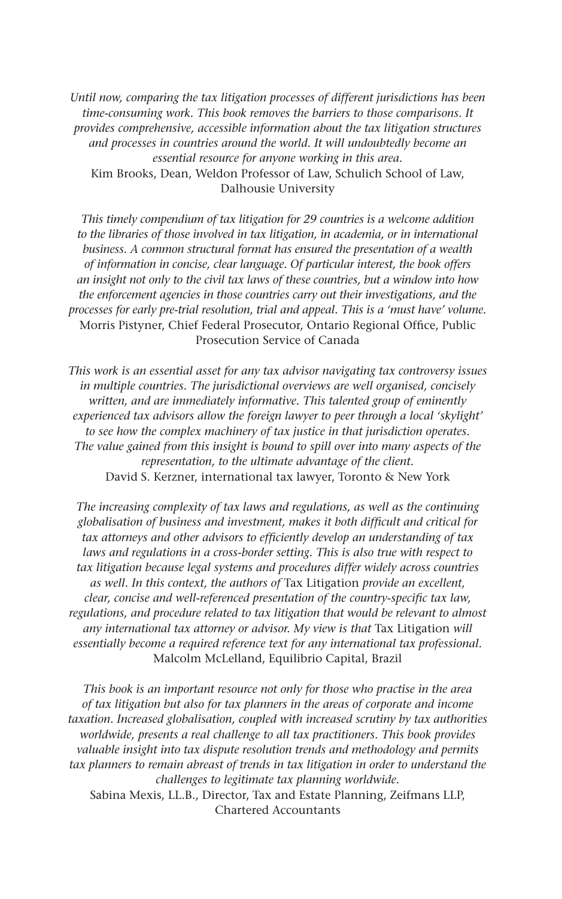*Until now, comparing the tax litigation processes of different jurisdictions has been time-consuming work. This book removes the barriers to those comparisons. It provides comprehensive, accessible information about the tax litigation structures and processes in countries around the world. It will undoubtedly become an essential resource for anyone working in this area.*
Kim Brooks, Dean, Weldon Professor of Law, Schulich School of Law, Dalhousie University

*This timely compendium of tax litigation for 29 countries is a welcome addition to the libraries of those involved in tax litigation, in academia, or in international business. A common structural format has ensured the presentation of a wealth of information in concise, clear language. Of particular interest, the book offers an insight not only to the civil tax laws of these countries, but a window into how the enforcement agencies in those countries carry out their investigations, and the processes for early pre-trial resolution, trial and appeal. This is a 'must have' volume.*
Morris Pistyner, Chief Federal Prosecutor, Ontario Regional Office, Public Prosecution Service of Canada

*This work is an essential asset for any tax advisor navigating tax controversy issues in multiple countries. The jurisdictional overviews are well organised, concisely written, and are immediately informative. This talented group of eminently experienced tax advisors allow the foreign lawyer to peer through a local 'skylight' to see how the complex machinery of tax justice in that jurisdiction operates. The value gained from this insight is bound to spill over into many aspects of the representation, to the ultimate advantage of the client.*
David S. Kerzner, international tax lawyer, Toronto & New York

*The increasing complexity of tax laws and regulations, as well as the continuing globalisation of business and investment, makes it both difficult and critical for tax attorneys and other advisors to efficiently develop an understanding of tax laws and regulations in a cross-border setting. This is also true with respect to tax litigation because legal systems and procedures differ widely across countries as well. In this context, the authors of* Tax Litigation *provide an excellent, clear, concise and well-referenced presentation of the country-specific tax law, regulations, and procedure related to tax litigation that would be relevant to almost any international tax attorney or advisor. My view is that* Tax Litigation *will essentially become a required reference text for any international tax professional.*
Malcolm McLelland, Equilibrio Capital, Brazil

*This book is an important resource not only for those who practise in the area of tax litigation but also for tax planners in the areas of corporate and income taxation. Increased globalisation, coupled with increased scrutiny by tax authorities worldwide, presents a real challenge to all tax practitioners. This book provides valuable insight into tax dispute resolution trends and methodology and permits tax planners to remain abreast of trends in tax litigation in order to understand the challenges to legitimate tax planning worldwide.*
Sabina Mexis, LL.B., Director, Tax and Estate Planning, Zeifmans LLP, Chartered Accountants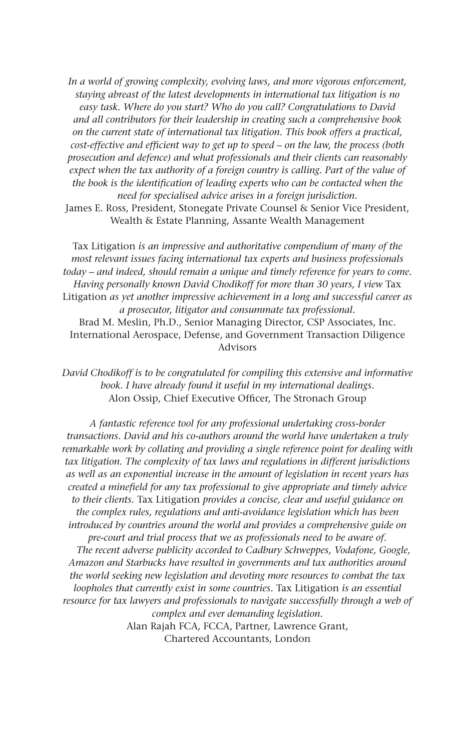*In a world of growing complexity, evolving laws, and more vigorous enforcement, staying abreast of the latest developments in international tax litigation is no easy task. Where do you start? Who do you call? Congratulations to David and all contributors for their leadership in creating such a comprehensive book on the current state of international tax litigation. This book offers a practical, cost-effective and efficient way to get up to speed – on the law, the process (both prosecution and defence) and what professionals and their clients can reasonably expect when the tax authority of a foreign country is calling. Part of the value of the book is the identification of leading experts who can be contacted when the need for specialised advice arises in a foreign jurisdiction.*
James E. Ross, President, Stonegate Private Counsel & Senior Vice President, Wealth & Estate Planning, Assante Wealth Management

Tax Litigation *is an impressive and authoritative compendium of many of the most relevant issues facing international tax experts and business professionals today – and indeed, should remain a unique and timely reference for years to come. Having personally known David Chodikoff for more than 30 years, I view* Tax Litigation *as yet another impressive achievement in a long and successful career as a prosecutor, litigator and consummate tax professional.*
Brad M. Meslin, Ph.D., Senior Managing Director, CSP Associates, Inc. International Aerospace, Defense, and Government Transaction Diligence Advisors

*David Chodikoff is to be congratulated for compiling this extensive and informative book. I have already found it useful in my international dealings.*
Alon Ossip, Chief Executive Officer, The Stronach Group

*A fantastic reference tool for any professional undertaking cross-border transactions. David and his co-authors around the world have undertaken a truly remarkable work by collating and providing a single reference point for dealing with tax litigation. The complexity of tax laws and regulations in different jurisdictions as well as an exponential increase in the amount of legislation in recent years has created a minefield for any tax professional to give appropriate and timely advice to their clients.* Tax Litigation *provides a concise, clear and useful guidance on the complex rules, regulations and anti-avoidance legislation which has been introduced by countries around the world and provides a comprehensive guide on pre-court and trial process that we as professionals need to be aware of.*

*The recent adverse publicity accorded to Cadbury Schweppes, Vodafone, Google, Amazon and Starbucks have resulted in governments and tax authorities around the world seeking new legislation and devoting more resources to combat the tax loopholes that currently exist in some countries.* Tax Litigation *is an essential resource for tax lawyers and professionals to navigate successfully through a web of complex and ever demanding legislation.*
Alan Rajah FCA, FCCA, Partner, Lawrence Grant, Chartered Accountants, London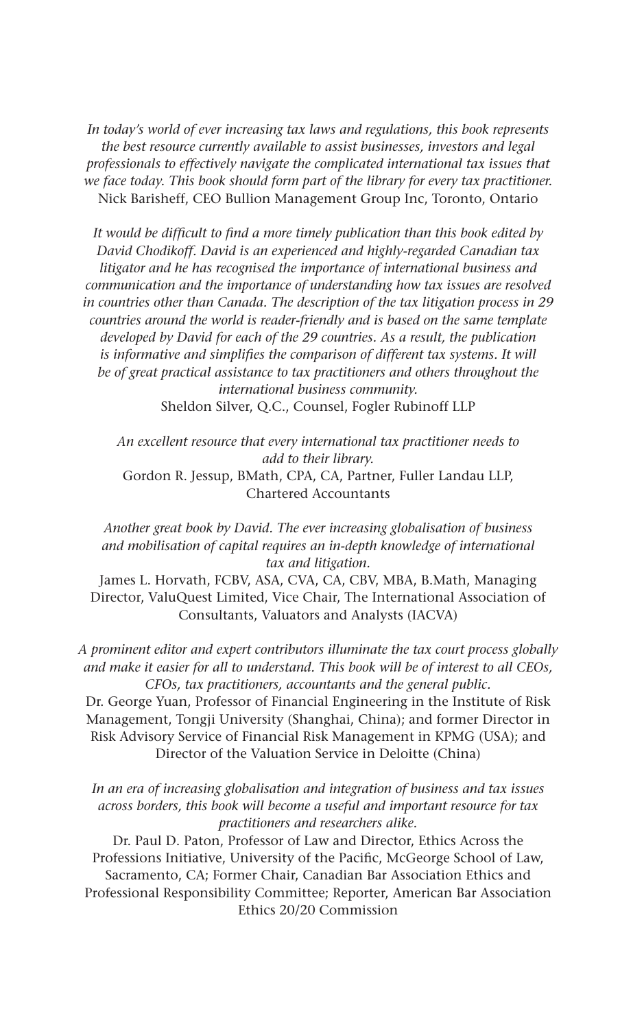*In today's world of ever increasing tax laws and regulations, this book represents the best resource currently available to assist businesses, investors and legal professionals to effectively navigate the complicated international tax issues that we face today. This book should form part of the library for every tax practitioner.*
Nick Barisheff, CEO Bullion Management Group Inc, Toronto, Ontario

*It would be difficult to find a more timely publication than this book edited by David Chodikoff. David is an experienced and highly-regarded Canadian tax litigator and he has recognised the importance of international business and communication and the importance of understanding how tax issues are resolved in countries other than Canada. The description of the tax litigation process in 29 countries around the world is reader-friendly and is based on the same template developed by David for each of the 29 countries. As a result, the publication is informative and simplifies the comparison of different tax systems. It will be of great practical assistance to tax practitioners and others throughout the international business community.*
Sheldon Silver, Q.C., Counsel, Fogler Rubinoff LLP

*An excellent resource that every international tax practitioner needs to add to their library.*
Gordon R. Jessup, BMath, CPA, CA, Partner, Fuller Landau LLP, Chartered Accountants

*Another great book by David. The ever increasing globalisation of business and mobilisation of capital requires an in-depth knowledge of international tax and litigation.*
James L. Horvath, FCBV, ASA, CVA, CA, CBV, MBA, B.Math, Managing Director, ValuQuest Limited, Vice Chair, The International Association of Consultants, Valuators and Analysts (IACVA)

*A prominent editor and expert contributors illuminate the tax court process globally and make it easier for all to understand. This book will be of interest to all CEOs, CFOs, tax practitioners, accountants and the general public.*
Dr. George Yuan, Professor of Financial Engineering in the Institute of Risk Management, Tongji University (Shanghai, China); and former Director in Risk Advisory Service of Financial Risk Management in KPMG (USA); and Director of the Valuation Service in Deloitte (China)

*In an era of increasing globalisation and integration of business and tax issues across borders, this book will become a useful and important resource for tax practitioners and researchers alike.*
Dr. Paul D. Paton, Professor of Law and Director, Ethics Across the Professions Initiative, University of the Pacific, McGeorge School of Law, Sacramento, CA; Former Chair, Canadian Bar Association Ethics and Professional Responsibility Committee; Reporter, American Bar Association Ethics 20/20 Commission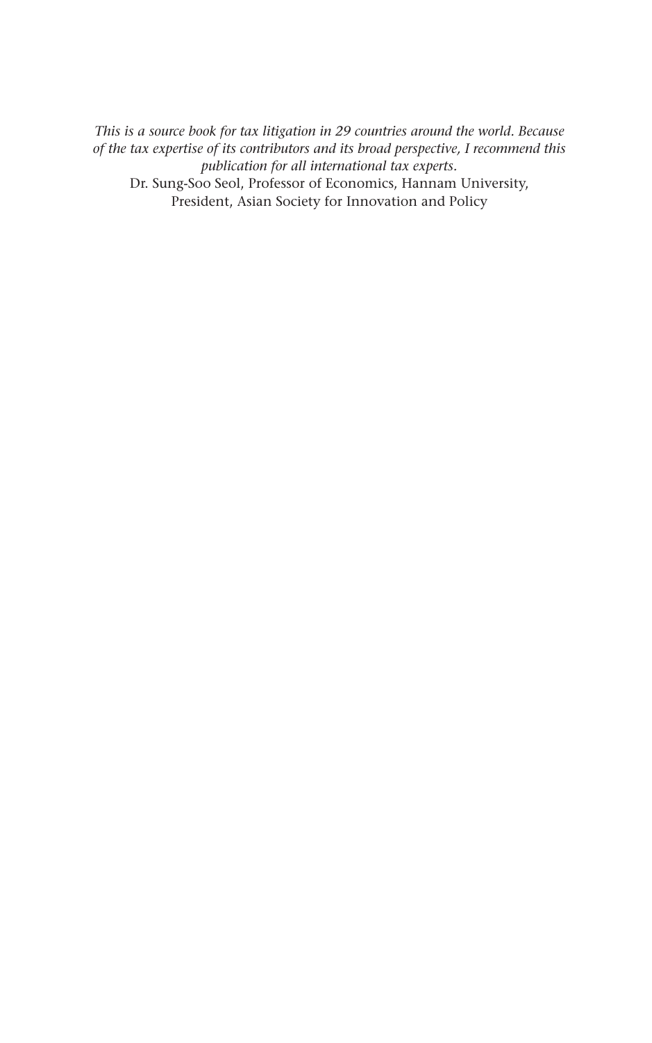*This is a source book for tax litigation in 29 countries around the world. Because of the tax expertise of its contributors and its broad perspective, I recommend this publication for all international tax experts*.

Dr. Sung-Soo Seol, Professor of Economics, Hannam University,
President, Asian Society for Innovation and Policy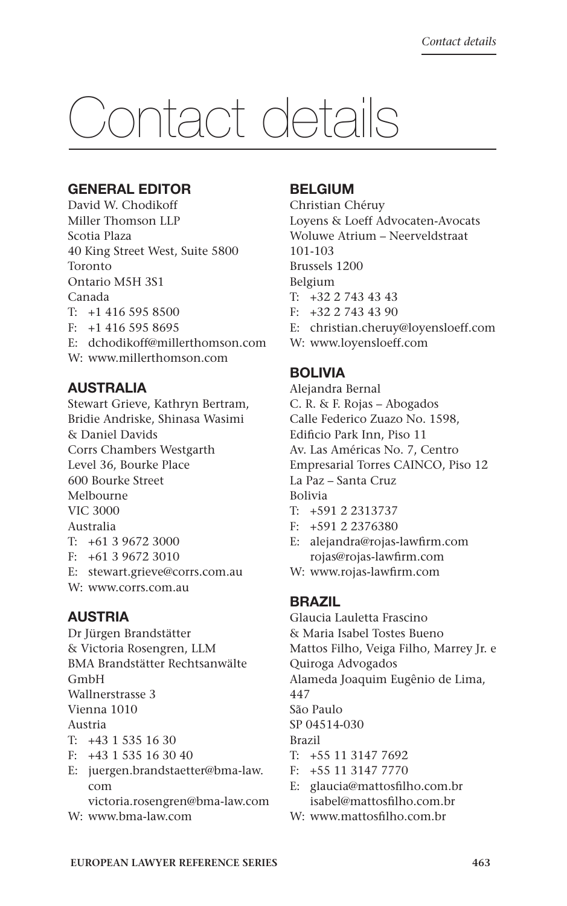# Contact details

## GENERAL EDITOR

David W. Chodikoff
Miller Thomson LLP
Scotia Plaza
40 King Street West, Suite 5800
Toronto
Ontario M5H 3S1
Canada
T: +1 416 595 8500
F: +1 416 595 8695
E: dchodikoff@millerthomson.com
W: www.millerthomson.com

## AUSTRALIA

Stewart Grieve, Kathryn Bertram, Bridie Andriske, Shinasa Wasimi & Daniel Davids
Corrs Chambers Westgarth
Level 36, Bourke Place
600 Bourke Street
Melbourne
VIC 3000
Australia
T: +61 3 9672 3000
F: +61 3 9672 3010
E: stewart.grieve@corrs.com.au
W: www.corrs.com.au

## AUSTRIA

Dr Jürgen Brandstätter & Victoria Rosengren, LLM
BMA Brandstätter Rechtsanwälte GmbH
Wallnerstrasse 3
Vienna 1010
Austria
T: +43 1 535 16 30
F: +43 1 535 16 30 40
E: juergen.brandstaetter@bma-law.com
victoria.rosengren@bma-law.com
W: www.bma-law.com

## BELGIUM

Christian Chéruy
Loyens & Loeff Advocaten-Avocats
Woluwe Atrium – Neerveldstraat 101-103
Brussels 1200
Belgium
T: +32 2 743 43 43
F: +32 2 743 43 90
E: christian.cheruy@loyensloeff.com
W: www.loyensloeff.com

## BOLIVIA

Alejandra Bernal
C. R. & F. Rojas – Abogados
Calle Federico Zuazo No. 1598, Edificio Park Inn, Piso 11
Av. Las Américas No. 7, Centro Empresarial Torres CAINCO, Piso 12
La Paz – Santa Cruz
Bolivia
T: +591 2 2313737
F: +591 2 2376380
E: alejandra@rojas-lawfirm.com
rojas@rojas-lawfirm.com
W: www.rojas-lawfirm.com

## BRAZIL

Glaucia Lauletta Frascino & Maria Isabel Tostes Bueno
Mattos Filho, Veiga Filho, Marrey Jr. e Quiroga Advogados
Alameda Joaquim Eugênio de Lima, 447
São Paulo
SP 04514-030
Brazil
T: +55 11 3147 7692
F: +55 11 3147 7770
E: glaucia@mattosfilho.com.br
isabel@mattosfilho.com.br
W: www.mattosfilho.com.br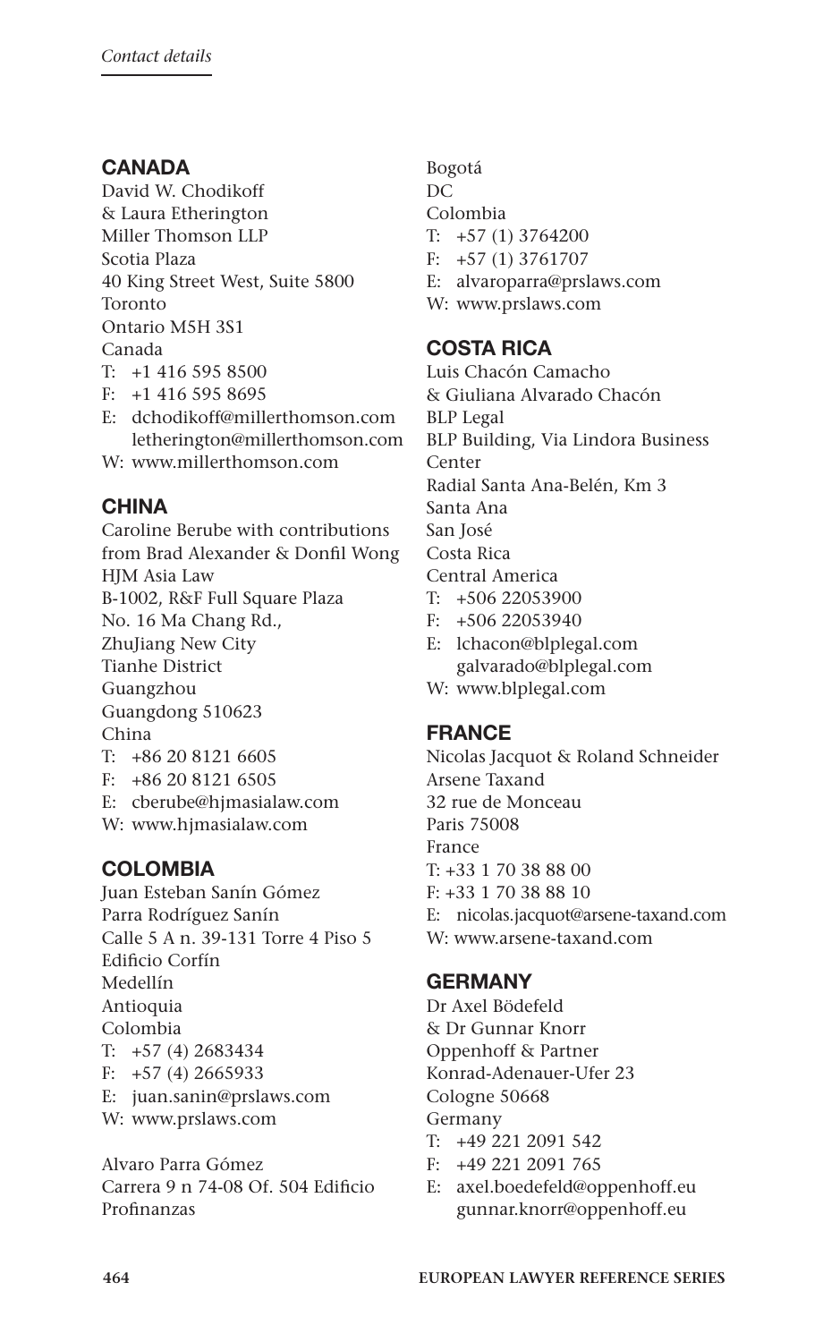## CANADA

David W. Chodikoff
& Laura Etherington
Miller Thomson LLP
Scotia Plaza
40 King Street West, Suite 5800
Toronto
Ontario M5H 3S1
Canada
T: +1 416 595 8500
F: +1 416 595 8695
E: dchodikoff@millerthomson.com
letherington@millerthomson.com
W: www.millerthomson.com

## CHINA

Caroline Berube with contributions from Brad Alexander & Donfil Wong
HJM Asia Law
B-1002, R&F Full Square Plaza
No. 16 Ma Chang Rd.,
ZhuJiang New City
Tianhe District
Guangzhou
Guangdong 510623
China
T: +86 20 8121 6605
F: +86 20 8121 6505
E: cberube@hjmasialaw.com
W: www.hjmasialaw.com

## COLOMBIA

Juan Esteban Sanín Gómez
Parra Rodríguez Sanín
Calle 5 A n. 39-131 Torre 4 Piso 5
Edificio Corfín
Medellín
Antioquia
Colombia
T: +57 (4) 2683434
F: +57 (4) 2665933
E: juan.sanin@prslaws.com
W: www.prslaws.com

Alvaro Parra Gómez
Carrera 9 n 74-08 Of. 504 Edificio Profinanzas
Bogotá
DC
Colombia
T: +57 (1) 3764200
F: +57 (1) 3761707
E: alvaroparra@prslaws.com
W: www.prslaws.com

## COSTA RICA

Luis Chacón Camacho
& Giuliana Alvarado Chacón
BLP Legal
BLP Building, Via Lindora Business Center
Radial Santa Ana-Belén, Km 3
Santa Ana
San José
Costa Rica
Central America
T: +506 22053900
F: +506 22053940
E: lchacon@blplegal.com
galvarado@blplegal.com
W: www.blplegal.com

## FRANCE

Nicolas Jacquot & Roland Schneider
Arsene Taxand
32 rue de Monceau
Paris 75008
France
T: +33 1 70 38 88 00
F: +33 1 70 38 88 10
E: nicolas.jacquot@arsene-taxand.com
W: www.arsene-taxand.com

## GERMANY

Dr Axel Bödefeld
& Dr Gunnar Knorr
Oppenhoff & Partner
Konrad-Adenauer-Ufer 23
Cologne 50668
Germany
T: +49 221 2091 542
F: +49 221 2091 765
E: axel.boedefeld@oppenhoff.eu
gunnar.knorr@oppenhoff.eu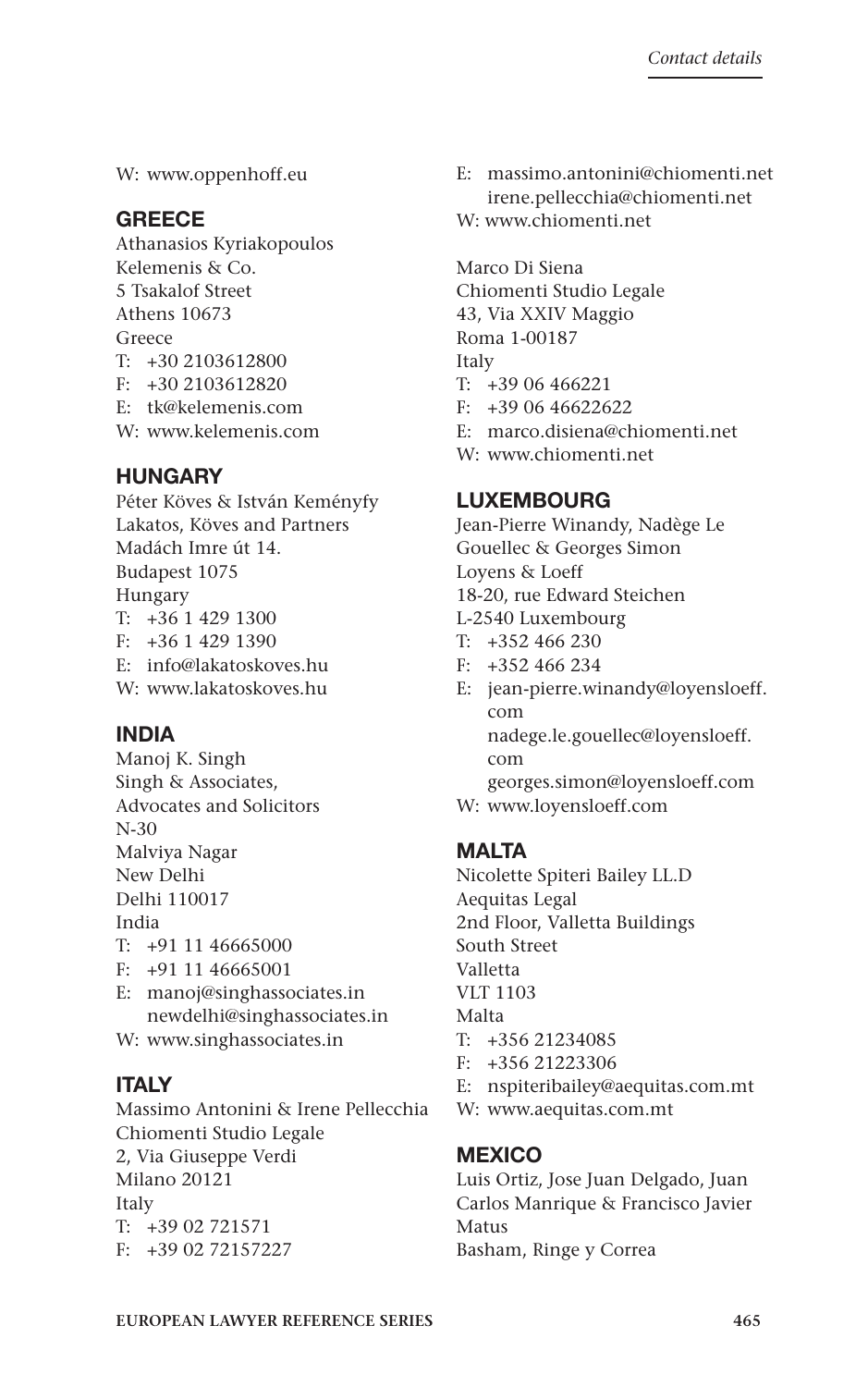W: www.oppenhoff.eu

## GREECE

Athanasios Kyriakopoulos
Kelemenis & Co.
5 Tsakalof Street
Athens 10673
Greece
T: +30 2103612800
F: +30 2103612820
E: tk@kelemenis.com
W: www.kelemenis.com

## HUNGARY

Péter Köves & István Keményfy
Lakatos, Köves and Partners
Madách Imre út 14.
Budapest 1075
Hungary
T: +36 1 429 1300
F: +36 1 429 1390
E: info@lakatoskoves.hu
W: www.lakatoskoves.hu

## INDIA

Manoj K. Singh
Singh & Associates,
Advocates and Solicitors
N-30
Malviya Nagar
New Delhi
Delhi 110017
India
T: +91 11 46665000
F: +91 11 46665001
E: manoj@singhassociates.in
newdelhi@singhassociates.in
W: www.singhassociates.in

## ITALY

Massimo Antonini & Irene Pellecchia
Chiomenti Studio Legale
2, Via Giuseppe Verdi
Milano 20121
Italy
T: +39 02 721571
F: +39 02 72157227
E: massimo.antonini@chiomenti.net
irene.pellecchia@chiomenti.net
W: www.chiomenti.net

Marco Di Siena
Chiomenti Studio Legale
43, Via XXIV Maggio
Roma 1-00187
Italy
T: +39 06 466221
F: +39 06 46622622
E: marco.disiena@chiomenti.net
W: www.chiomenti.net

## LUXEMBOURG

Jean-Pierre Winandy, Nadège Le Gouellec & Georges Simon
Loyens & Loeff
18-20, rue Edward Steichen
L-2540 Luxembourg
T: +352 466 230
F: +352 466 234
E: jean-pierre.winandy@loyensloeff.com
nadege.le.gouellec@loyensloeff.com
georges.simon@loyensloeff.com
W: www.loyensloeff.com

## MALTA

Nicolette Spiteri Bailey LL.D
Aequitas Legal
2nd Floor, Valletta Buildings
South Street
Valletta
VLT 1103
Malta
T: +356 21234085
F: +356 21223306
E: nspiteribailey@aequitas.com.mt
W: www.aequitas.com.mt

## MEXICO

Luis Ortiz, Jose Juan Delgado, Juan Carlos Manrique & Francisco Javier Matus
Basham, Ringe y Correa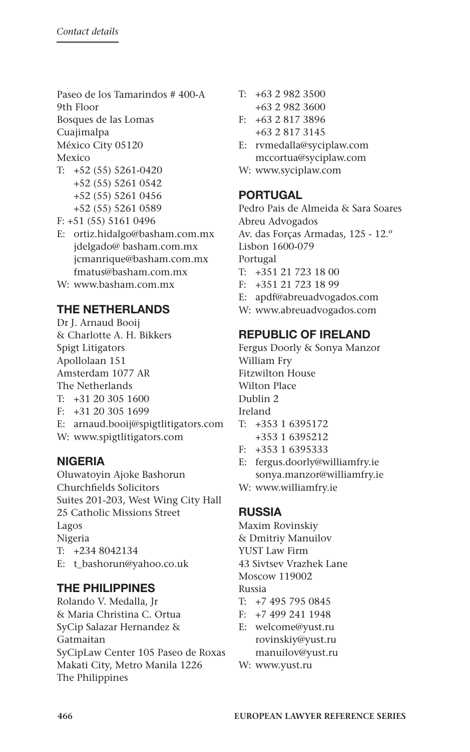Paseo de los Tamarindos # 400-A
9th Floor
Bosques de las Lomas
Cuajimalpa
México City 05120
Mexico
T: +52 (55) 5261-0420
+52 (55) 5261 0542
+52 (55) 5261 0456
+52 (55) 5261 0589
F: +51 (55) 5161 0496
E: ortiz.hidalgo@basham.com.mx
jdelgado@ basham.com.mx
jcmanrique@basham.com.mx
fmatus@basham.com.mx
W: www.basham.com.mx

## THE NETHERLANDS

Dr J. Arnaud Booij
& Charlotte A. H. Bikkers
Spigt Litigators
Apollolaan 151
Amsterdam 1077 AR
The Netherlands
T: +31 20 305 1600
F: +31 20 305 1699
E: arnaud.booij@spigtlitigators.com
W: www.spigtlitigators.com

## NIGERIA

Oluwatoyin Ajoke Bashorun
Churchfields Solicitors
Suites 201-203, West Wing City Hall
25 Catholic Missions Street
Lagos
Nigeria
T: +234 8042134
E: t_bashorun@yahoo.co.uk

## THE PHILIPPINES

Rolando V. Medalla, Jr
& Maria Christina C. Ortua
SyCip Salazar Hernandez &
Gatmaitan
SyCipLaw Center 105 Paseo de Roxas
Makati City, Metro Manila 1226
The Philippines
T: +63 2 982 3500
+63 2 982 3600
F: +63 2 817 3896
+63 2 817 3145
E: rvmedalla@syciplaw.com
mccortua@syciplaw.com
W: www.syciplaw.com

## PORTUGAL

Pedro Pais de Almeida & Sara Soares
Abreu Advogados
Av. das Forças Armadas, 125 - 12.º
Lisbon 1600-079
Portugal
T: +351 21 723 18 00
F: +351 21 723 18 99
E: apdf@abreuadvogados.com
W: www.abreuadvogados.com

## REPUBLIC OF IRELAND

Fergus Doorly & Sonya Manzor
William Fry
Fitzwilton House
Wilton Place
Dublin 2
Ireland
T: +353 1 6395172
+353 1 6395212
F: +353 1 6395333
E: fergus.doorly@williamfry.ie
sonya.manzor@williamfry.ie
W: www.williamfry.ie

## RUSSIA

Maxim Rovinskiy
& Dmitriy Manuilov
YUST Law Firm
43 Sivtsev Vrazhek Lane
Moscow 119002
Russia
T: +7 495 795 0845
F: +7 499 241 1948
E: welcome@yust.ru
rovinskiy@yust.ru
manuilov@yust.ru
W: www.yust.ru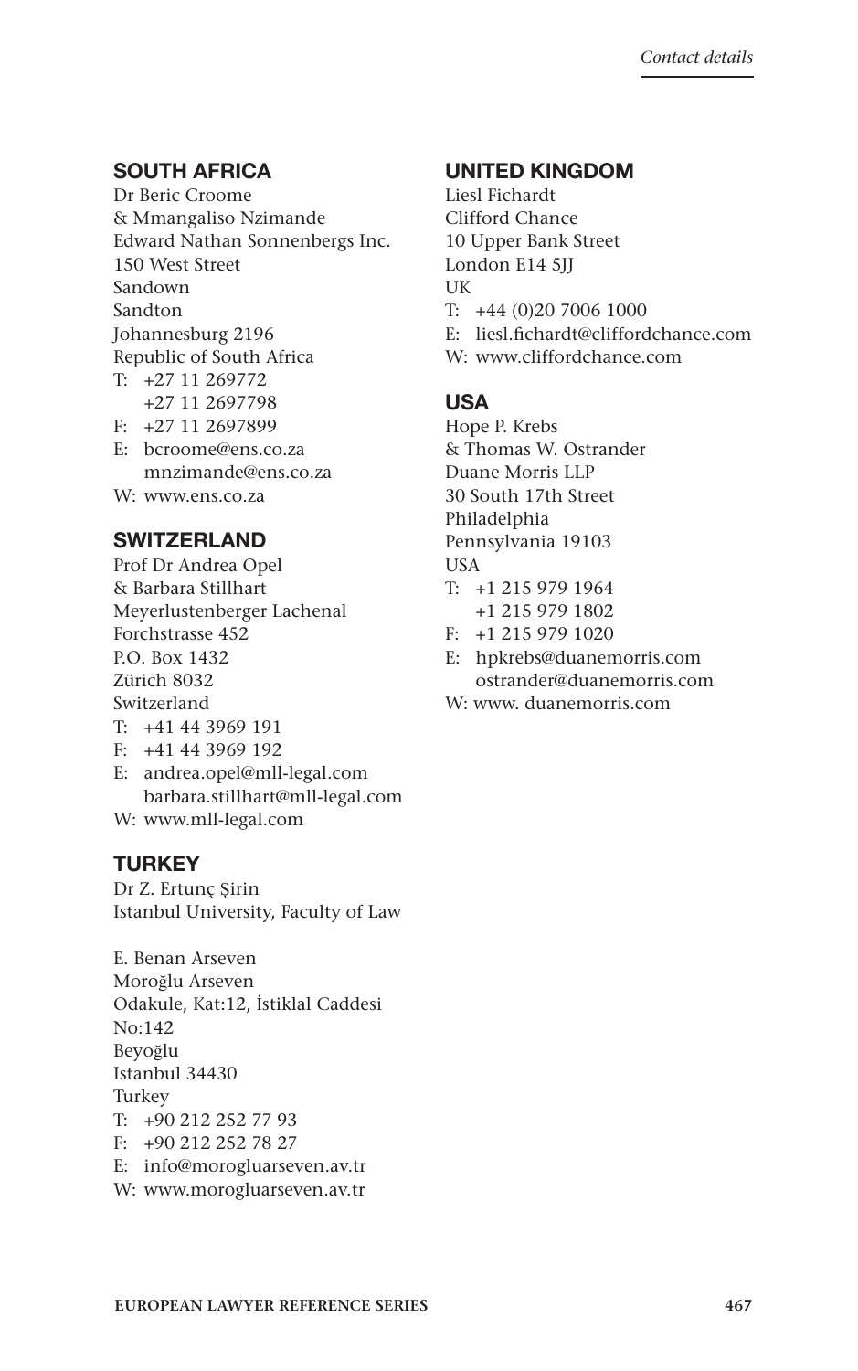## SOUTH AFRICA

Dr Beric Croome
& Mmangaliso Nzimande
Edward Nathan Sonnenbergs Inc.
150 West Street
Sandown
Sandton
Johannesburg 2196
Republic of South Africa
T: +27 11 269772
+27 11 2697798
F: +27 11 2697899
E: bcroome@ens.co.za
mnzimande@ens.co.za
W: www.ens.co.za

## SWITZERLAND

Prof Dr Andrea Opel
& Barbara Stillhart
Meyerlustenberger Lachenal
Forchstrasse 452
P.O. Box 1432
Zürich 8032
Switzerland
T: +41 44 3969 191
F: +41 44 3969 192
E: andrea.opel@mll-legal.com
barbara.stillhart@mll-legal.com
W: www.mll-legal.com

## TURKEY

Dr Z. Ertunç Şirin
Istanbul University, Faculty of Law

E. Benan Arseven
Moroğlu Arseven
Odakule, Kat:12, İstiklal Caddesi
No:142
Beyoğlu
Istanbul 34430
Turkey
T: +90 212 252 77 93
F: +90 212 252 78 27
E: info@morogluarseven.av.tr
W: www.morogluarseven.av.tr

## UNITED KINGDOM

Liesl Fichardt
Clifford Chance
10 Upper Bank Street
London E14 5JJ
UK
T: +44 (0)20 7006 1000
E: liesl.fichardt@cliffordchance.com
W: www.cliffordchance.com

## USA

Hope P. Krebs
& Thomas W. Ostrander
Duane Morris LLP
30 South 17th Street
Philadelphia
Pennsylvania 19103
USA
T: +1 215 979 1964
+1 215 979 1802
F: +1 215 979 1020
E: hpkrebs@duanemorris.com
ostrander@duanemorris.com
W: www. duanemorris.com